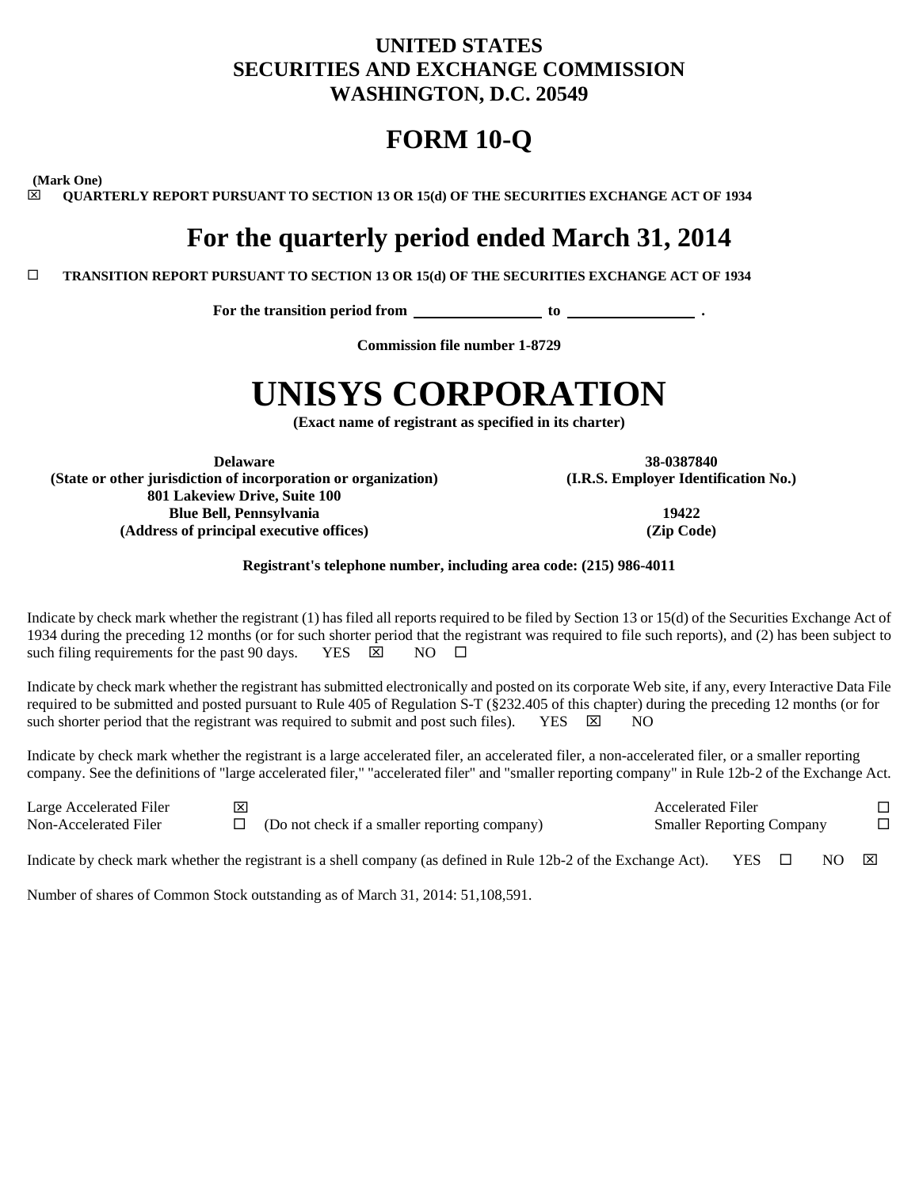**UNITED STATES**
**SECURITIES AND EXCHANGE COMMISSION**
**WASHINGTON, D.C. 20549**

# FORM 10-Q

**(Mark One)**

☒ **QUARTERLY REPORT PURSUANT TO SECTION 13 OR 15(d) OF THE SECURITIES EXCHANGE ACT OF 1934**

## For the quarterly period ended March 31, 2014

☐ **TRANSITION REPORT PURSUANT TO SECTION 13 OR 15(d) OF THE SECURITIES EXCHANGE ACT OF 1934**

**For the transition period from \_\_\_\_\_\_\_\_\_\_\_\_ to \_\_\_\_\_\_\_\_\_\_\_\_ .**

**Commission file number 1-8729**

# UNISYS CORPORATION

**(Exact name of registrant as specified in its charter)**

| | |
|---|---|
| **Delaware** | **38-0387840** |
| **(State or other jurisdiction of incorporation or organization)** | **(I.R.S. Employer Identification No.)** |
| **801 Lakeview Drive, Suite 100** | |
| **Blue Bell, Pennsylvania** | **19422** |
| **(Address of principal executive offices)** | **(Zip Code)** |

**Registrant's telephone number, including area code: (215) 986-4011**

Indicate by check mark whether the registrant (1) has filed all reports required to be filed by Section 13 or 15(d) of the Securities Exchange Act of 1934 during the preceding 12 months (or for such shorter period that the registrant was required to file such reports), and (2) has been subject to such filing requirements for the past 90 days. YES ☒ NO ☐

Indicate by check mark whether the registrant has submitted electronically and posted on its corporate Web site, if any, every Interactive Data File required to be submitted and posted pursuant to Rule 405 of Regulation S-T (§232.405 of this chapter) during the preceding 12 months (or for such shorter period that the registrant was required to submit and post such files). YES ☒ NO

Indicate by check mark whether the registrant is a large accelerated filer, an accelerated filer, a non-accelerated filer, or a smaller reporting company. See the definitions of "large accelerated filer," "accelerated filer" and "smaller reporting company" in Rule 12b-2 of the Exchange Act.

| | | | | |
|---|---|---|---|---|
| Large Accelerated Filer | ☒ | | Accelerated Filer | ☐ |
| Non-Accelerated Filer | ☐ | (Do not check if a smaller reporting company) | Smaller Reporting Company | ☐ |

Indicate by check mark whether the registrant is a shell company (as defined in Rule 12b-2 of the Exchange Act). YES ☐ NO ☒

Number of shares of Common Stock outstanding as of March 31, 2014: 51,108,591.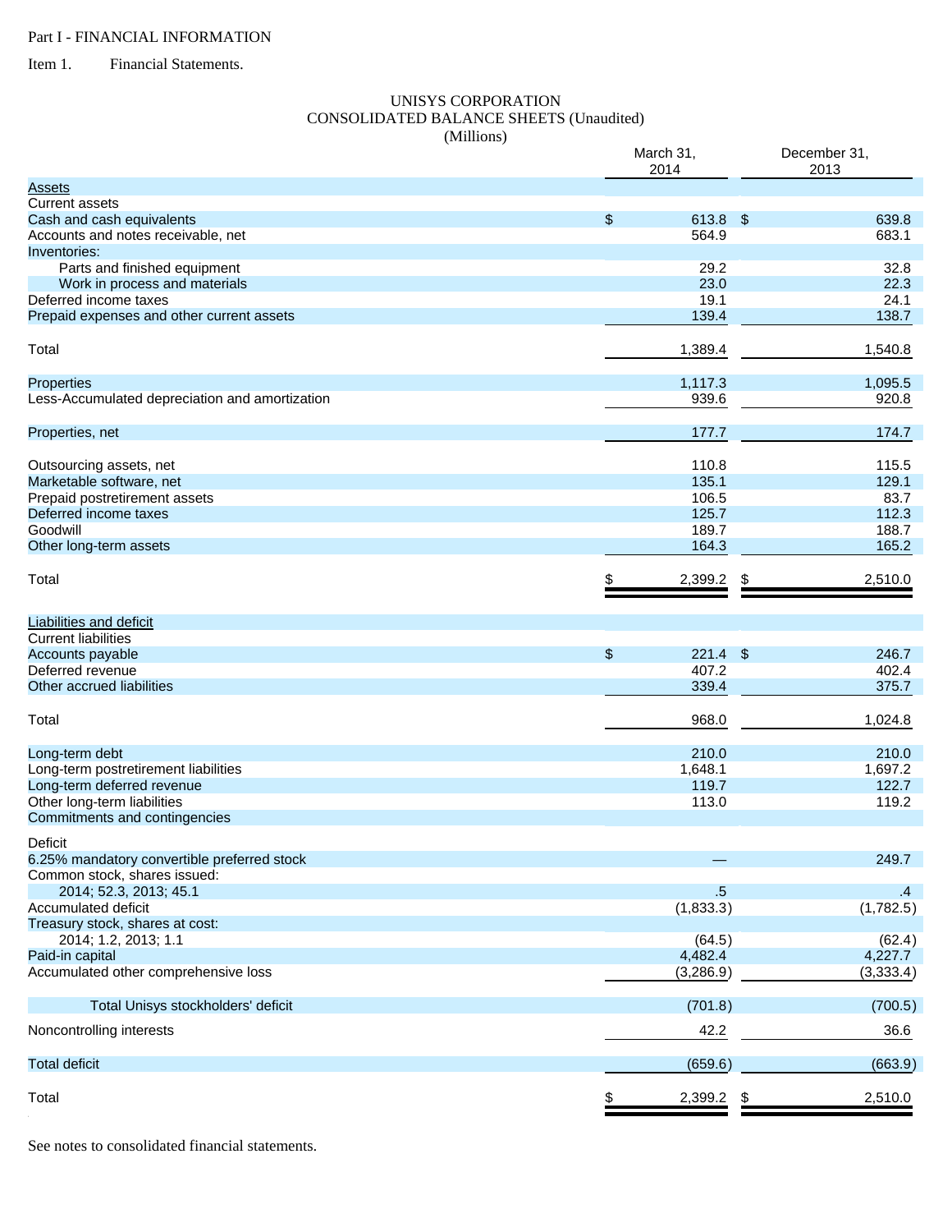Part I - FINANCIAL INFORMATION

Item 1. Financial Statements.

UNISYS CORPORATION
CONSOLIDATED BALANCE SHEETS (Unaudited)
(Millions)

| | March 31, 2014 | December 31, 2013 |
|---|---|---|
| Assets | | |
| Current assets | | |
| Cash and cash equivalents | $ 613.8 | $ 639.8 |
| Accounts and notes receivable, net | 564.9 | 683.1 |
| Inventories: | | |
| Parts and finished equipment | 29.2 | 32.8 |
| Work in process and materials | 23.0 | 22.3 |
| Deferred income taxes | 19.1 | 24.1 |
| Prepaid expenses and other current assets | 139.4 | 138.7 |
| Total | 1,389.4 | 1,540.8 |
| Properties | 1,117.3 | 1,095.5 |
| Less-Accumulated depreciation and amortization | 939.6 | 920.8 |
| Properties, net | 177.7 | 174.7 |
| Outsourcing assets, net | 110.8 | 115.5 |
| Marketable software, net | 135.1 | 129.1 |
| Prepaid postretirement assets | 106.5 | 83.7 |
| Deferred income taxes | 125.7 | 112.3 |
| Goodwill | 189.7 | 188.7 |
| Other long-term assets | 164.3 | 165.2 |
| Total | $ 2,399.2 | $ 2,510.0 |
| Liabilities and deficit | | |
| Current liabilities | | |
| Accounts payable | $ 221.4 | $ 246.7 |
| Deferred revenue | 407.2 | 402.4 |
| Other accrued liabilities | 339.4 | 375.7 |
| Total | 968.0 | 1,024.8 |
| Long-term debt | 210.0 | 210.0 |
| Long-term postretirement liabilities | 1,648.1 | 1,697.2 |
| Long-term deferred revenue | 119.7 | 122.7 |
| Other long-term liabilities | 113.0 | 119.2 |
| Commitments and contingencies | | |
| Deficit | | |
| 6.25% mandatory convertible preferred stock | — | 249.7 |
| Common stock, shares issued: | | |
| 2014; 52.3, 2013; 45.1 | .5 | .4 |
| Accumulated deficit | (1,833.3) | (1,782.5) |
| Treasury stock, shares at cost: | | |
| 2014; 1.2, 2013; 1.1 | (64.5) | (62.4) |
| Paid-in capital | 4,482.4 | 4,227.7 |
| Accumulated other comprehensive loss | (3,286.9) | (3,333.4) |
| Total Unisys stockholders' deficit | (701.8) | (700.5) |
| Noncontrolling interests | 42.2 | 36.6 |
| Total deficit | (659.6) | (663.9) |
| Total | $ 2,399.2 | $ 2,510.0 |

See notes to consolidated financial statements.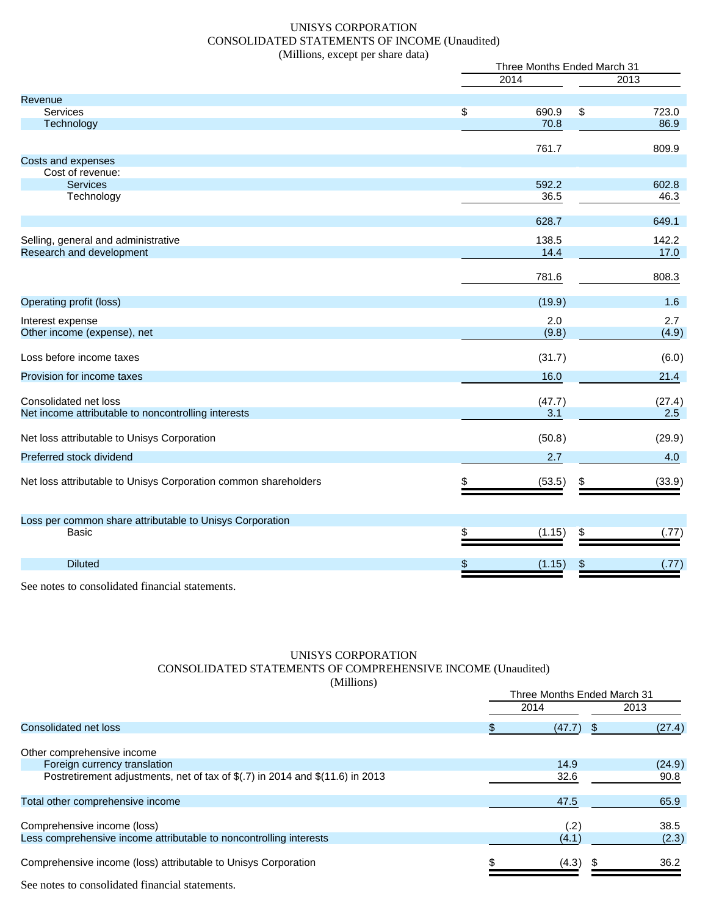UNISYS CORPORATION
CONSOLIDATED STATEMENTS OF INCOME (Unaudited)
(Millions, except per share data)

| | Three Months Ended March 31 | |
|---|---|---|
| | 2014 | 2013 |
| Revenue | | |
| Services | $ 690.9 | $ 723.0 |
| Technology | 70.8 | 86.9 |
| | 761.7 | 809.9 |
| Costs and expenses | | |
| Cost of revenue: | | |
| Services | 592.2 | 602.8 |
| Technology | 36.5 | 46.3 |
| | 628.7 | 649.1 |
| Selling, general and administrative | 138.5 | 142.2 |
| Research and development | 14.4 | 17.0 |
| | 781.6 | 808.3 |
| Operating profit (loss) | (19.9) | 1.6 |
| Interest expense | 2.0 | 2.7 |
| Other income (expense), net | (9.8) | (4.9) |
| Loss before income taxes | (31.7) | (6.0) |
| Provision for income taxes | 16.0 | 21.4 |
| Consolidated net loss | (47.7) | (27.4) |
| Net income attributable to noncontrolling interests | 3.1 | 2.5 |
| Net loss attributable to Unisys Corporation | (50.8) | (29.9) |
| Preferred stock dividend | 2.7 | 4.0 |
| Net loss attributable to Unisys Corporation common shareholders | $ (53.5) | $ (33.9) |
| Loss per common share attributable to Unisys Corporation | | |
| Basic | $ (1.15) | $ (.77) |
| Diluted | $ (1.15) | $ (.77) |

See notes to consolidated financial statements.

UNISYS CORPORATION
CONSOLIDATED STATEMENTS OF COMPREHENSIVE INCOME (Unaudited)
(Millions)

| | Three Months Ended March 31 | |
|---|---|---|
| | 2014 | 2013 |
| Consolidated net loss | $ (47.7) | $ (27.4) |
| Other comprehensive income | | |
| Foreign currency translation | 14.9 | (24.9) |
| Postretirement adjustments, net of tax of $(.7) in 2014 and $(11.6) in 2013 | 32.6 | 90.8 |
| Total other comprehensive income | 47.5 | 65.9 |
| Comprehensive income (loss) | (.2) | 38.5 |
| Less comprehensive income attributable to noncontrolling interests | (4.1) | (2.3) |
| Comprehensive income (loss) attributable to Unisys Corporation | $ (4.3) | $ 36.2 |

See notes to consolidated financial statements.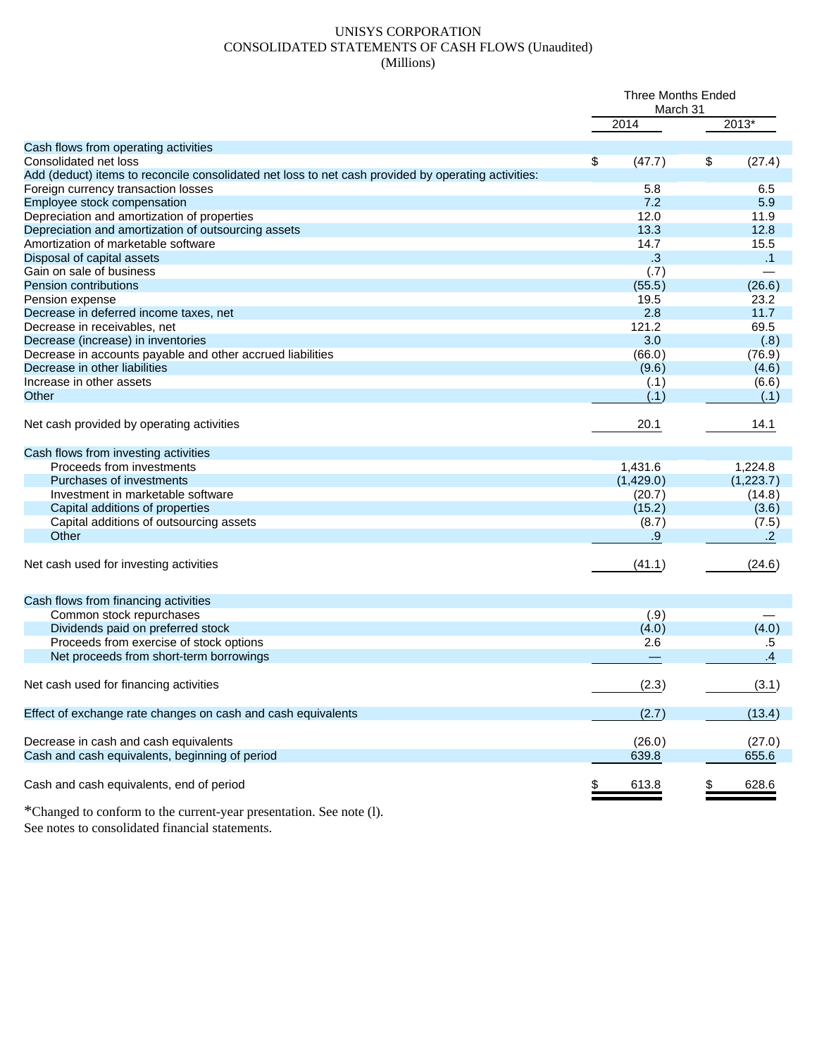UNISYS CORPORATION
CONSOLIDATED STATEMENTS OF CASH FLOWS (Unaudited)
(Millions)

| | Three Months Ended March 31 | |
|---|---|---|
| | 2014 | 2013* |
| **Cash flows from operating activities** | | |
| Consolidated net loss | $ (47.7) | $ (27.4) |
| Add (deduct) items to reconcile consolidated net loss to net cash provided by operating activities: | | |
| Foreign currency transaction losses | 5.8 | 6.5 |
| Employee stock compensation | 7.2 | 5.9 |
| Depreciation and amortization of properties | 12.0 | 11.9 |
| Depreciation and amortization of outsourcing assets | 13.3 | 12.8 |
| Amortization of marketable software | 14.7 | 15.5 |
| Disposal of capital assets | .3 | .1 |
| Gain on sale of business | (.7) | — |
| Pension contributions | (55.5) | (26.6) |
| Pension expense | 19.5 | 23.2 |
| Decrease in deferred income taxes, net | 2.8 | 11.7 |
| Decrease in receivables, net | 121.2 | 69.5 |
| Decrease (increase) in inventories | 3.0 | (.8) |
| Decrease in accounts payable and other accrued liabilities | (66.0) | (76.9) |
| Decrease in other liabilities | (9.6) | (4.6) |
| Increase in other assets | (.1) | (6.6) |
| Other | (.1) | (.1) |
| Net cash provided by operating activities | 20.1 | 14.1 |
| **Cash flows from investing activities** | | |
| Proceeds from investments | 1,431.6 | 1,224.8 |
| Purchases of investments | (1,429.0) | (1,223.7) |
| Investment in marketable software | (20.7) | (14.8) |
| Capital additions of properties | (15.2) | (3.6) |
| Capital additions of outsourcing assets | (8.7) | (7.5) |
| Other | .9 | .2 |
| Net cash used for investing activities | (41.1) | (24.6) |
| **Cash flows from financing activities** | | |
| Common stock repurchases | (.9) | — |
| Dividends paid on preferred stock | (4.0) | (4.0) |
| Proceeds from exercise of stock options | 2.6 | .5 |
| Net proceeds from short-term borrowings | — | .4 |
| Net cash used for financing activities | (2.3) | (3.1) |
| Effect of exchange rate changes on cash and cash equivalents | (2.7) | (13.4) |
| Decrease in cash and cash equivalents | (26.0) | (27.0) |
| Cash and cash equivalents, beginning of period | 639.8 | 655.6 |
| Cash and cash equivalents, end of period | $ 613.8 | $ 628.6 |

*Changed to conform to the current-year presentation. See note (l).
See notes to consolidated financial statements.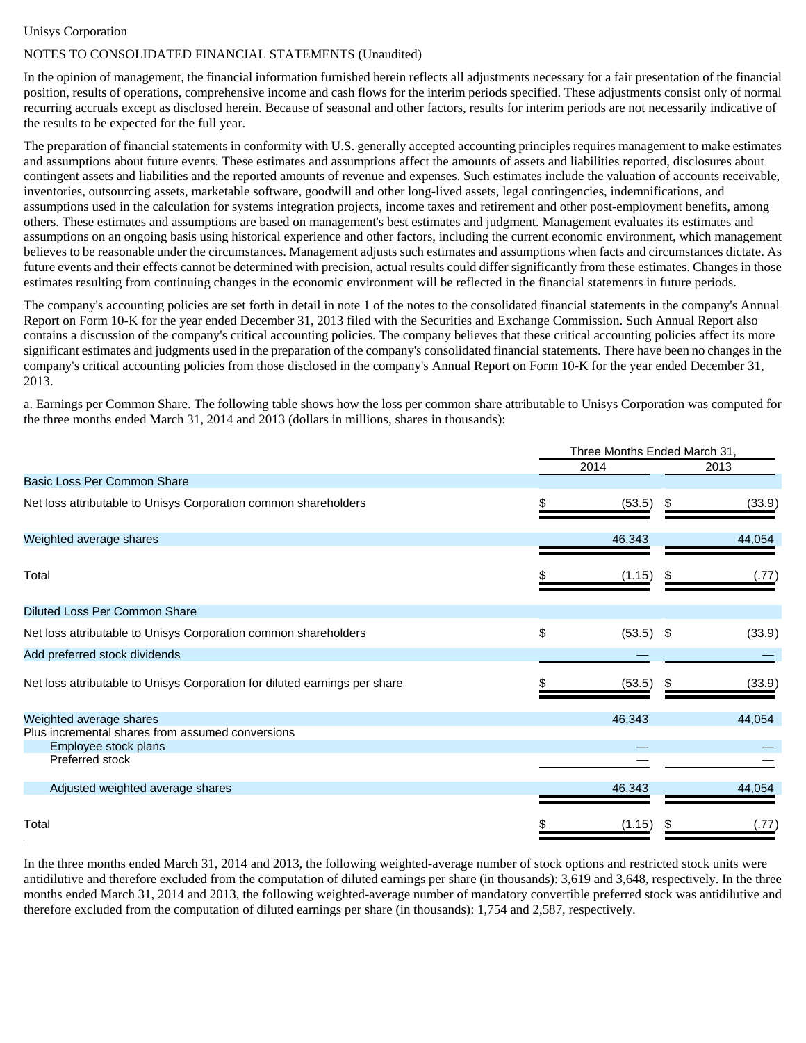Unisys Corporation

NOTES TO CONSOLIDATED FINANCIAL STATEMENTS (Unaudited)

In the opinion of management, the financial information furnished herein reflects all adjustments necessary for a fair presentation of the financial position, results of operations, comprehensive income and cash flows for the interim periods specified. These adjustments consist only of normal recurring accruals except as disclosed herein. Because of seasonal and other factors, results for interim periods are not necessarily indicative of the results to be expected for the full year.

The preparation of financial statements in conformity with U.S. generally accepted accounting principles requires management to make estimates and assumptions about future events. These estimates and assumptions affect the amounts of assets and liabilities reported, disclosures about contingent assets and liabilities and the reported amounts of revenue and expenses. Such estimates include the valuation of accounts receivable, inventories, outsourcing assets, marketable software, goodwill and other long-lived assets, legal contingencies, indemnifications, and assumptions used in the calculation for systems integration projects, income taxes and retirement and other post-employment benefits, among others. These estimates and assumptions are based on management's best estimates and judgment. Management evaluates its estimates and assumptions on an ongoing basis using historical experience and other factors, including the current economic environment, which management believes to be reasonable under the circumstances. Management adjusts such estimates and assumptions when facts and circumstances dictate. As future events and their effects cannot be determined with precision, actual results could differ significantly from these estimates. Changes in those estimates resulting from continuing changes in the economic environment will be reflected in the financial statements in future periods.

The company's accounting policies are set forth in detail in note 1 of the notes to the consolidated financial statements in the company's Annual Report on Form 10-K for the year ended December 31, 2013 filed with the Securities and Exchange Commission. Such Annual Report also contains a discussion of the company's critical accounting policies. The company believes that these critical accounting policies affect its more significant estimates and judgments used in the preparation of the company's consolidated financial statements. There have been no changes in the company's critical accounting policies from those disclosed in the company's Annual Report on Form 10-K for the year ended December 31, 2013.

a. Earnings per Common Share. The following table shows how the loss per common share attributable to Unisys Corporation was computed for the three months ended March 31, 2014 and 2013 (dollars in millions, shares in thousands):

| | Three Months Ended March 31, | |
|---|---|---|
| | 2014 | 2013 |
| **Basic Loss Per Common Share** | | |
| Net loss attributable to Unisys Corporation common shareholders | $ (53.5) | $ (33.9) |
| Weighted average shares | 46,343 | 44,054 |
| Total | $ (1.15) | $ (.77) |
| **Diluted Loss Per Common Share** | | |
| Net loss attributable to Unisys Corporation common shareholders | $ (53.5) | $ (33.9) |
| Add preferred stock dividends | — | — |
| Net loss attributable to Unisys Corporation for diluted earnings per share | $ (53.5) | $ (33.9) |
| Weighted average shares | 46,343 | 44,054 |
| Plus incremental shares from assumed conversions | | |
| Employee stock plans | — | — |
| Preferred stock | — | — |
| Adjusted weighted average shares | 46,343 | 44,054 |
| Total | $ (1.15) | $ (.77) |

In the three months ended March 31, 2014 and 2013, the following weighted-average number of stock options and restricted stock units were antidilutive and therefore excluded from the computation of diluted earnings per share (in thousands): 3,619 and 3,648, respectively. In the three months ended March 31, 2014 and 2013, the following weighted-average number of mandatory convertible preferred stock was antidilutive and therefore excluded from the computation of diluted earnings per share (in thousands): 1,754 and 2,587, respectively.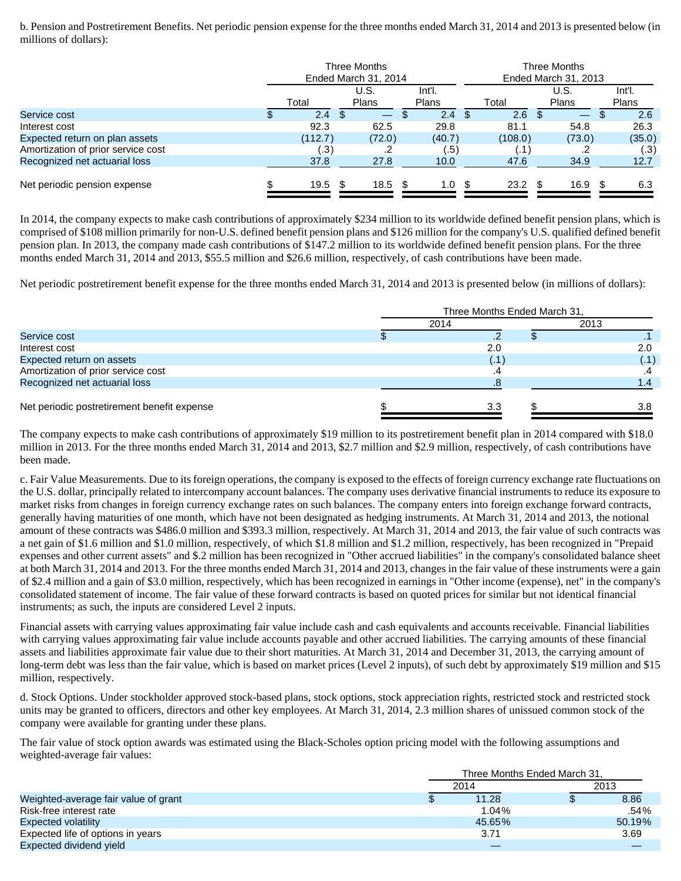b. Pension and Postretirement Benefits. Net periodic pension expense for the three months ended March 31, 2014 and 2013 is presented below (in millions of dollars):

| | Three Months Ended March 31, 2014 | | | Three Months Ended March 31, 2013 | | |
|---|---|---|---|---|---|---|
| | Total | U.S. Plans | Int'l. Plans | Total | U.S. Plans | Int'l. Plans |
| Service cost | $ 2.4 | $ — | $ 2.4 | $ 2.6 | $ — | $ 2.6 |
| Interest cost | 92.3 | 62.5 | 29.8 | 81.1 | 54.8 | 26.3 |
| Expected return on plan assets | (112.7) | (72.0) | (40.7) | (108.0) | (73.0) | (35.0) |
| Amortization of prior service cost | (.3) | .2 | (.5) | (.1) | .2 | (.3) |
| Recognized net actuarial loss | 37.8 | 27.8 | 10.0 | 47.6 | 34.9 | 12.7 |
| Net periodic pension expense | $ 19.5 | $ 18.5 | $ 1.0 | $ 23.2 | $ 16.9 | $ 6.3 |

In 2014, the company expects to make cash contributions of approximately $234 million to its worldwide defined benefit pension plans, which is comprised of $108 million primarily for non-U.S. defined benefit pension plans and $126 million for the company's U.S. qualified defined benefit pension plan. In 2013, the company made cash contributions of $147.2 million to its worldwide defined benefit pension plans. For the three months ended March 31, 2014 and 2013, $55.5 million and $26.6 million, respectively, of cash contributions have been made.

Net periodic postretirement benefit expense for the three months ended March 31, 2014 and 2013 is presented below (in millions of dollars):

| | Three Months Ended March 31, | |
|---|---|---|
| | 2014 | 2013 |
| Service cost | $ .2 | $ .1 |
| Interest cost | 2.0 | 2.0 |
| Expected return on assets | (.1) | (.1) |
| Amortization of prior service cost | .4 | .4 |
| Recognized net actuarial loss | .8 | 1.4 |
| Net periodic postretirement benefit expense | $ 3.3 | $ 3.8 |

The company expects to make cash contributions of approximately $19 million to its postretirement benefit plan in 2014 compared with $18.0 million in 2013. For the three months ended March 31, 2014 and 2013, $2.7 million and $2.9 million, respectively, of cash contributions have been made.

c. Fair Value Measurements. Due to its foreign operations, the company is exposed to the effects of foreign currency exchange rate fluctuations on the U.S. dollar, principally related to intercompany account balances. The company uses derivative financial instruments to reduce its exposure to market risks from changes in foreign currency exchange rates on such balances. The company enters into foreign exchange forward contracts, generally having maturities of one month, which have not been designated as hedging instruments. At March 31, 2014 and 2013, the notional amount of these contracts was $486.0 million and $393.3 million, respectively. At March 31, 2014 and 2013, the fair value of such contracts was a net gain of $1.6 million and $1.0 million, respectively, of which $1.8 million and $1.2 million, respectively, has been recognized in "Prepaid expenses and other current assets" and $.2 million has been recognized in "Other accrued liabilities" in the company's consolidated balance sheet at both March 31, 2014 and 2013. For the three months ended March 31, 2014 and 2013, changes in the fair value of these instruments were a gain of $2.4 million and a gain of $3.0 million, respectively, which has been recognized in earnings in "Other income (expense), net" in the company's consolidated statement of income. The fair value of these forward contracts is based on quoted prices for similar but not identical financial instruments; as such, the inputs are considered Level 2 inputs.

Financial assets with carrying values approximating fair value include cash and cash equivalents and accounts receivable. Financial liabilities with carrying values approximating fair value include accounts payable and other accrued liabilities. The carrying amounts of these financial assets and liabilities approximate fair value due to their short maturities. At March 31, 2014 and December 31, 2013, the carrying amount of long-term debt was less than the fair value, which is based on market prices (Level 2 inputs), of such debt by approximately $19 million and $15 million, respectively.

d. Stock Options. Under stockholder approved stock-based plans, stock options, stock appreciation rights, restricted stock and restricted stock units may be granted to officers, directors and other key employees. At March 31, 2014, 2.3 million shares of unissued common stock of the company were available for granting under these plans.

The fair value of stock option awards was estimated using the Black-Scholes option pricing model with the following assumptions and weighted-average fair values:

| | Three Months Ended March 31, | |
|---|---|---|
| | 2014 | 2013 |
| Weighted-average fair value of grant | $ 11.28 | $ 8.86 |
| Risk-free interest rate | 1.04% | .54% |
| Expected volatility | 45.65% | 50.19% |
| Expected life of options in years | 3.71 | 3.69 |
| Expected dividend yield | — | — |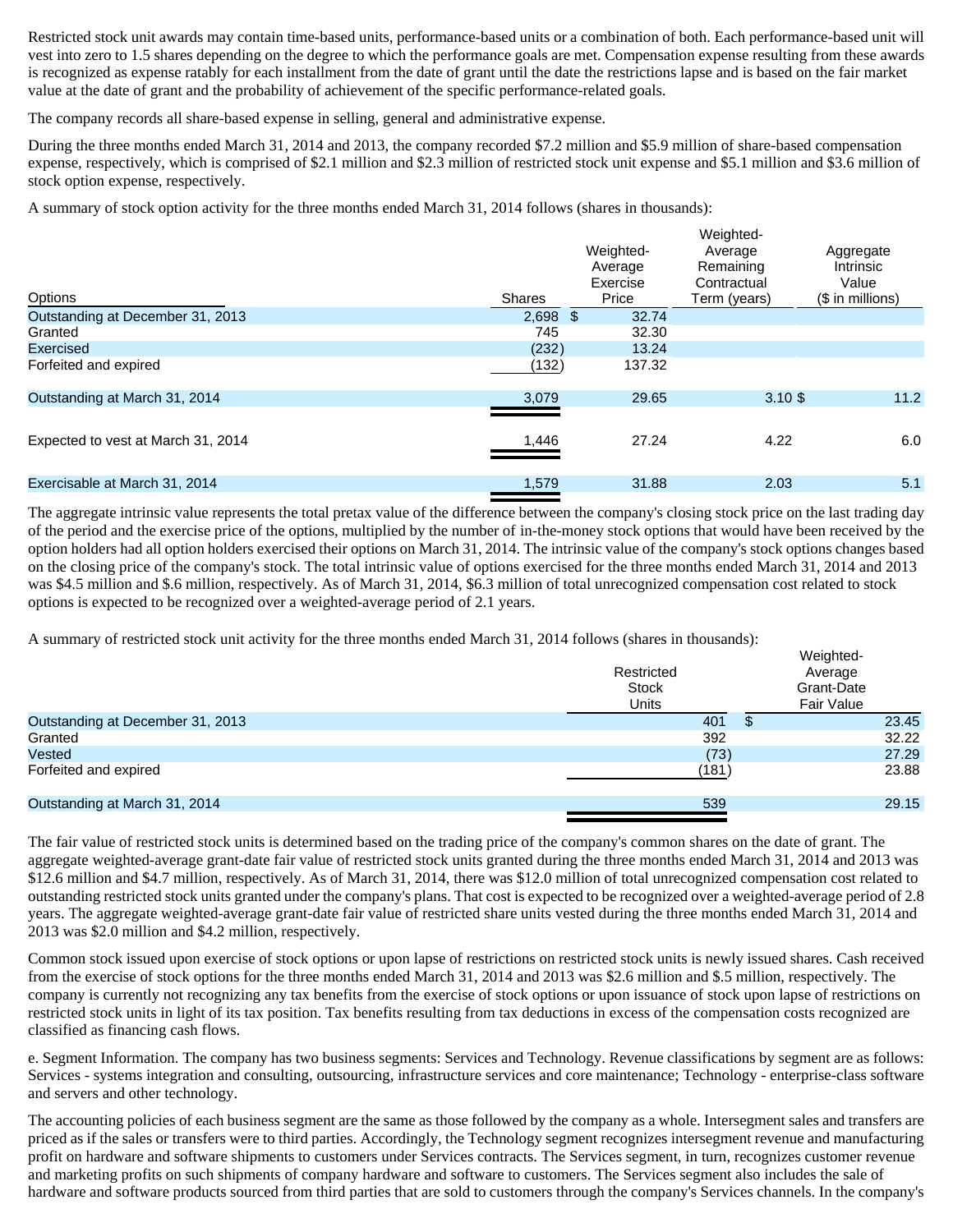Restricted stock unit awards may contain time-based units, performance-based units or a combination of both. Each performance-based unit will vest into zero to 1.5 shares depending on the degree to which the performance goals are met. Compensation expense resulting from these awards is recognized as expense ratably for each installment from the date of grant until the date the restrictions lapse and is based on the fair market value at the date of grant and the probability of achievement of the specific performance-related goals.

The company records all share-based expense in selling, general and administrative expense.

During the three months ended March 31, 2014 and 2013, the company recorded $7.2 million and $5.9 million of share-based compensation expense, respectively, which is comprised of $2.1 million and $2.3 million of restricted stock unit expense and $5.1 million and $3.6 million of stock option expense, respectively.

A summary of stock option activity for the three months ended March 31, 2014 follows (shares in thousands):

| Options | Shares | Weighted-Average Exercise Price | Weighted-Average Remaining Contractual Term (years) | Aggregate Intrinsic Value ($ in millions) |
|---|---|---|---|---|
| Outstanding at December 31, 2013 | 2,698 | $ 32.74 | | |
| Granted | 745 | 32.30 | | |
| Exercised | (232) | 13.24 | | |
| Forfeited and expired | (132) | 137.32 | | |
| Outstanding at March 31, 2014 | 3,079 | 29.65 | 3.10 | $ 11.2 |
| Expected to vest at March 31, 2014 | 1,446 | 27.24 | 4.22 | 6.0 |
| Exercisable at March 31, 2014 | 1,579 | 31.88 | 2.03 | 5.1 |

The aggregate intrinsic value represents the total pretax value of the difference between the company's closing stock price on the last trading day of the period and the exercise price of the options, multiplied by the number of in-the-money stock options that would have been received by the option holders had all option holders exercised their options on March 31, 2014. The intrinsic value of the company's stock options changes based on the closing price of the company's stock. The total intrinsic value of options exercised for the three months ended March 31, 2014 and 2013 was $4.5 million and $.6 million, respectively. As of March 31, 2014, $6.3 million of total unrecognized compensation cost related to stock options is expected to be recognized over a weighted-average period of 2.1 years.

A summary of restricted stock unit activity for the three months ended March 31, 2014 follows (shares in thousands):

| | Restricted Stock Units | Weighted-Average Grant-Date Fair Value |
|---|---|---|
| Outstanding at December 31, 2013 | 401 | $ 23.45 |
| Granted | 392 | 32.22 |
| Vested | (73) | 27.29 |
| Forfeited and expired | (181) | 23.88 |
| Outstanding at March 31, 2014 | 539 | 29.15 |

The fair value of restricted stock units is determined based on the trading price of the company's common shares on the date of grant. The aggregate weighted-average grant-date fair value of restricted stock units granted during the three months ended March 31, 2014 and 2013 was $12.6 million and $4.7 million, respectively. As of March 31, 2014, there was $12.0 million of total unrecognized compensation cost related to outstanding restricted stock units granted under the company's plans. That cost is expected to be recognized over a weighted-average period of 2.8 years. The aggregate weighted-average grant-date fair value of restricted share units vested during the three months ended March 31, 2014 and 2013 was $2.0 million and $4.2 million, respectively.

Common stock issued upon exercise of stock options or upon lapse of restrictions on restricted stock units is newly issued shares. Cash received from the exercise of stock options for the three months ended March 31, 2014 and 2013 was $2.6 million and $.5 million, respectively. The company is currently not recognizing any tax benefits from the exercise of stock options or upon issuance of stock upon lapse of restrictions on restricted stock units in light of its tax position. Tax benefits resulting from tax deductions in excess of the compensation costs recognized are classified as financing cash flows.

e. Segment Information. The company has two business segments: Services and Technology. Revenue classifications by segment are as follows: Services - systems integration and consulting, outsourcing, infrastructure services and core maintenance; Technology - enterprise-class software and servers and other technology.

The accounting policies of each business segment are the same as those followed by the company as a whole. Intersegment sales and transfers are priced as if the sales or transfers were to third parties. Accordingly, the Technology segment recognizes intersegment revenue and manufacturing profit on hardware and software shipments to customers under Services contracts. The Services segment, in turn, recognizes customer revenue and marketing profits on such shipments of company hardware and software to customers. The Services segment also includes the sale of hardware and software products sourced from third parties that are sold to customers through the company's Services channels. In the company's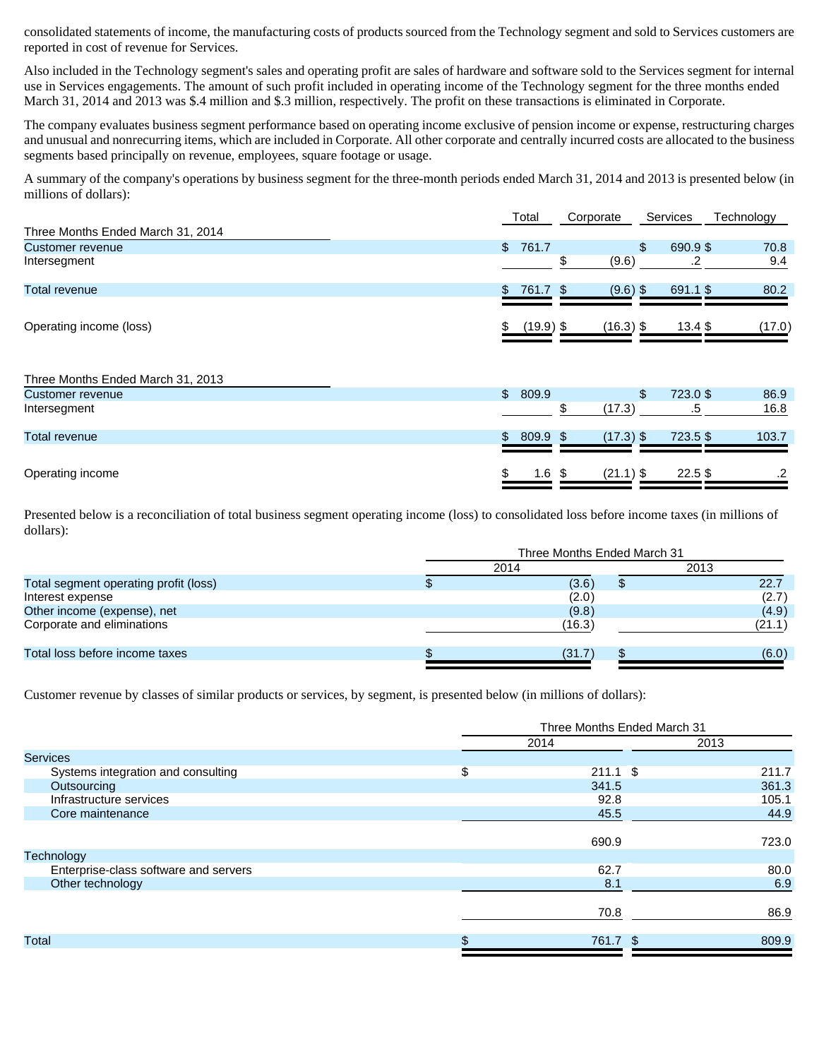consolidated statements of income, the manufacturing costs of products sourced from the Technology segment and sold to Services customers are reported in cost of revenue for Services.

Also included in the Technology segment's sales and operating profit are sales of hardware and software sold to the Services segment for internal use in Services engagements. The amount of such profit included in operating income of the Technology segment for the three months ended March 31, 2014 and 2013 was $.4 million and $.3 million, respectively. The profit on these transactions is eliminated in Corporate.

The company evaluates business segment performance based on operating income exclusive of pension income or expense, restructuring charges and unusual and nonrecurring items, which are included in Corporate. All other corporate and centrally incurred costs are allocated to the business segments based principally on revenue, employees, square footage or usage.

A summary of the company's operations by business segment for the three-month periods ended March 31, 2014 and 2013 is presented below (in millions of dollars):

| | Total | Corporate | Services | Technology |
|---|---|---|---|---|
| **Three Months Ended March 31, 2014** | | | | |
| Customer revenue | $ 761.7 | | $ 690.9 | $ 70.8 |
| Intersegment | | $ (9.6) | .2 | 9.4 |
| Total revenue | $ 761.7 | $ (9.6) | $ 691.1 | $ 80.2 |
| Operating income (loss) | $ (19.9) | $ (16.3) | $ 13.4 | $ (17.0) |
| **Three Months Ended March 31, 2013** | | | | |
| Customer revenue | $ 809.9 | | $ 723.0 | $ 86.9 |
| Intersegment | | $ (17.3) | .5 | 16.8 |
| Total revenue | $ 809.9 | $ (17.3) | $ 723.5 | $ 103.7 |
| Operating income | $ 1.6 | $ (21.1) | $ 22.5 | $ .2 |

Presented below is a reconciliation of total business segment operating income (loss) to consolidated loss before income taxes (in millions of dollars):

| | Three Months Ended March 31 | |
|---|---|---|
| | 2014 | 2013 |
| Total segment operating profit (loss) | $ (3.6) | $ 22.7 |
| Interest expense | (2.0) | (2.7) |
| Other income (expense), net | (9.8) | (4.9) |
| Corporate and eliminations | (16.3) | (21.1) |
| Total loss before income taxes | $ (31.7) | $ (6.0) |

Customer revenue by classes of similar products or services, by segment, is presented below (in millions of dollars):

| | Three Months Ended March 31 | |
|---|---|---|
| | 2014 | 2013 |
| **Services** | | |
| Systems integration and consulting | $ 211.1 | $ 211.7 |
| Outsourcing | 341.5 | 361.3 |
| Infrastructure services | 92.8 | 105.1 |
| Core maintenance | 45.5 | 44.9 |
| | 690.9 | 723.0 |
| **Technology** | | |
| Enterprise-class software and servers | 62.7 | 80.0 |
| Other technology | 8.1 | 6.9 |
| | 70.8 | 86.9 |
| Total | $ 761.7 | $ 809.9 |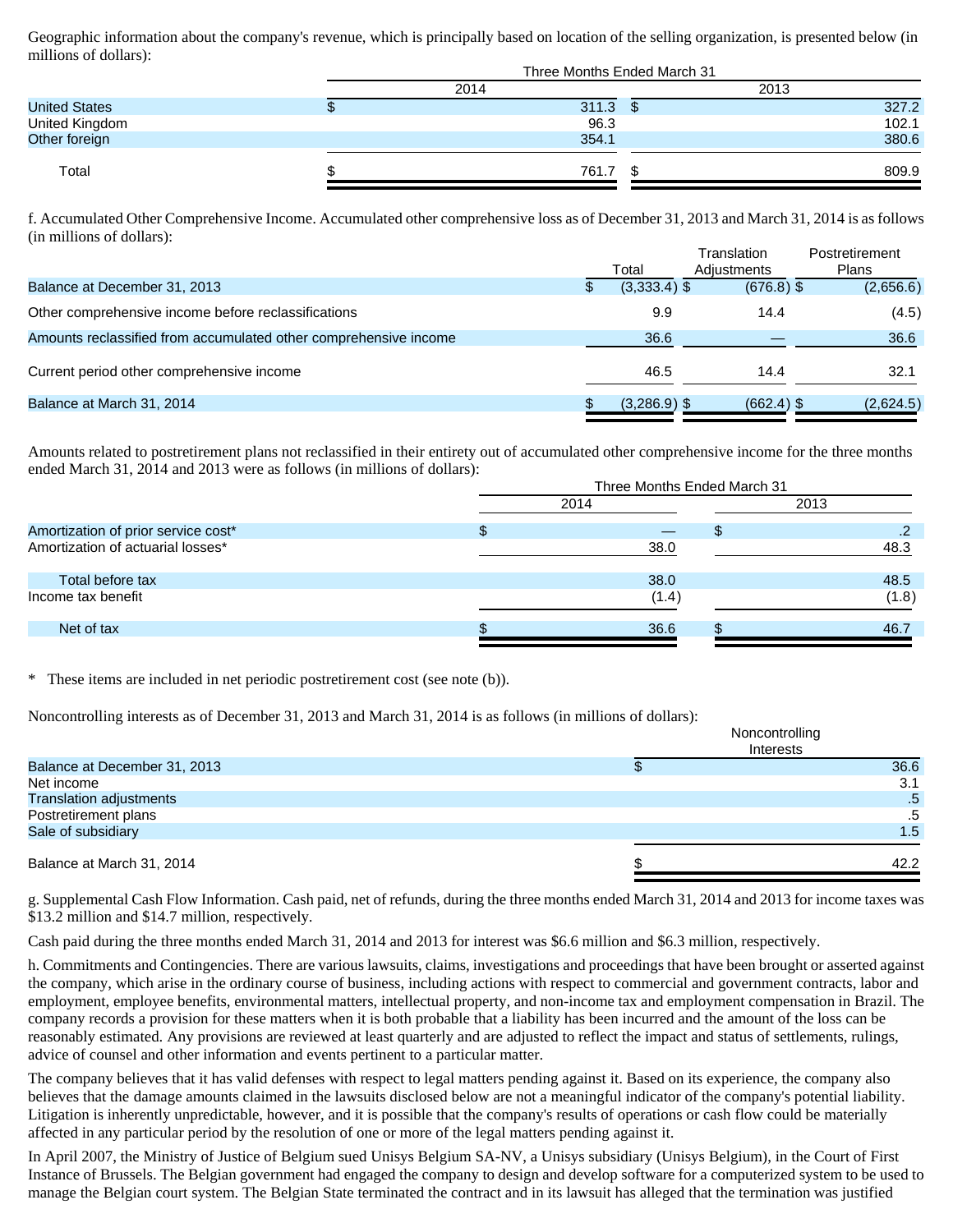Geographic information about the company's revenue, which is principally based on location of the selling organization, is presented below (in millions of dollars):

| | Three Months Ended March 31 | |
|---|---|---|
| | 2014 | 2013 |
| United States | $ 311.3 | $ 327.2 |
| United Kingdom | 96.3 | 102.1 |
| Other foreign | 354.1 | 380.6 |
| Total | $ 761.7 | $ 809.9 |

f. Accumulated Other Comprehensive Income. Accumulated other comprehensive loss as of December 31, 2013 and March 31, 2014 is as follows (in millions of dollars):

| | Total | Translation Adjustments | Postretirement Plans |
|---|---|---|---|
| Balance at December 31, 2013 | $ (3,333.4) | $ (676.8) | $ (2,656.6) |
| Other comprehensive income before reclassifications | 9.9 | 14.4 | (4.5) |
| Amounts reclassified from accumulated other comprehensive income | 36.6 | — | 36.6 |
| Current period other comprehensive income | 46.5 | 14.4 | 32.1 |
| Balance at March 31, 2014 | $ (3,286.9) | $ (662.4) | $ (2,624.5) |

Amounts related to postretirement plans not reclassified in their entirety out of accumulated other comprehensive income for the three months ended March 31, 2014 and 2013 were as follows (in millions of dollars):

| | Three Months Ended March 31 | |
|---|---|---|
| | 2014 | 2013 |
| Amortization of prior service cost* | $ — | $ .2 |
| Amortization of actuarial losses* | 38.0 | 48.3 |
| Total before tax | 38.0 | 48.5 |
| Income tax benefit | (1.4) | (1.8) |
| Net of tax | $ 36.6 | $ 46.7 |

\* These items are included in net periodic postretirement cost (see note (b)).

Noncontrolling interests as of December 31, 2013 and March 31, 2014 is as follows (in millions of dollars):

| | Noncontrolling Interests |
|---|---|
| Balance at December 31, 2013 | $ 36.6 |
| Net income | 3.1 |
| Translation adjustments | .5 |
| Postretirement plans | .5 |
| Sale of subsidiary | 1.5 |
| Balance at March 31, 2014 | $ 42.2 |

g. Supplemental Cash Flow Information. Cash paid, net of refunds, during the three months ended March 31, 2014 and 2013 for income taxes was $13.2 million and $14.7 million, respectively.

Cash paid during the three months ended March 31, 2014 and 2013 for interest was $6.6 million and $6.3 million, respectively.

h. Commitments and Contingencies. There are various lawsuits, claims, investigations and proceedings that have been brought or asserted against the company, which arise in the ordinary course of business, including actions with respect to commercial and government contracts, labor and employment, employee benefits, environmental matters, intellectual property, and non-income tax and employment compensation in Brazil. The company records a provision for these matters when it is both probable that a liability has been incurred and the amount of the loss can be reasonably estimated. Any provisions are reviewed at least quarterly and are adjusted to reflect the impact and status of settlements, rulings, advice of counsel and other information and events pertinent to a particular matter.

The company believes that it has valid defenses with respect to legal matters pending against it. Based on its experience, the company also believes that the damage amounts claimed in the lawsuits disclosed below are not a meaningful indicator of the company's potential liability. Litigation is inherently unpredictable, however, and it is possible that the company's results of operations or cash flow could be materially affected in any particular period by the resolution of one or more of the legal matters pending against it.

In April 2007, the Ministry of Justice of Belgium sued Unisys Belgium SA-NV, a Unisys subsidiary (Unisys Belgium), in the Court of First Instance of Brussels. The Belgian government had engaged the company to design and develop software for a computerized system to be used to manage the Belgian court system. The Belgian State terminated the contract and in its lawsuit has alleged that the termination was justified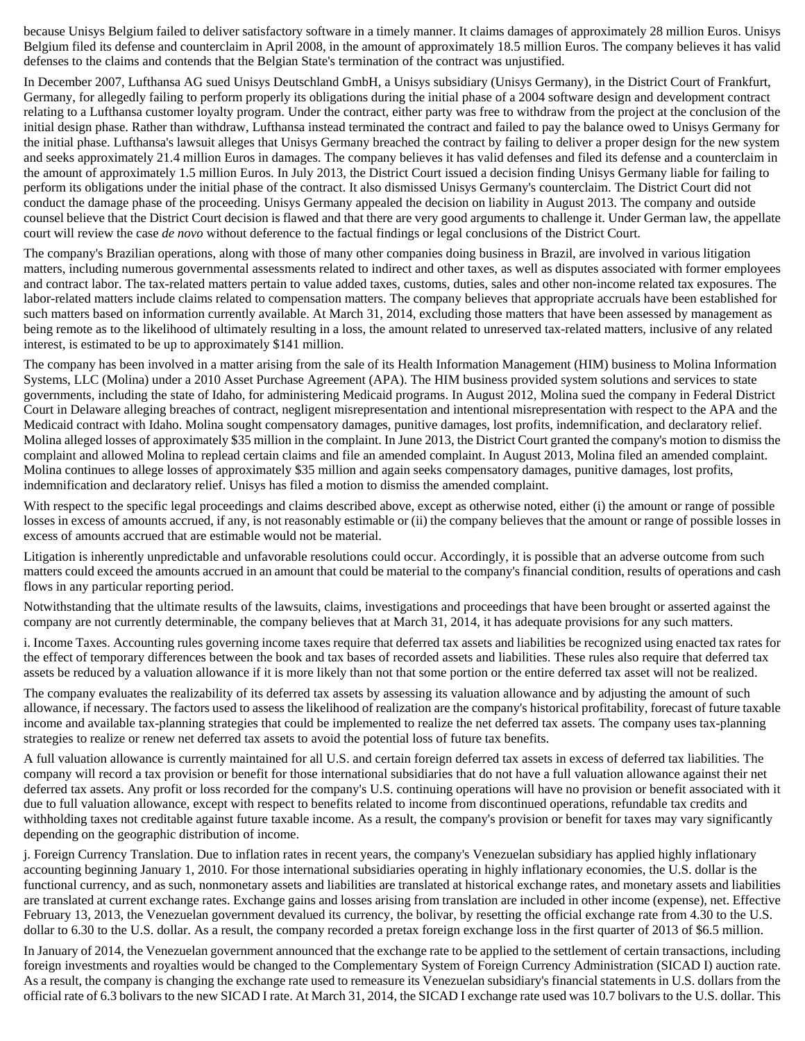because Unisys Belgium failed to deliver satisfactory software in a timely manner. It claims damages of approximately 28 million Euros. Unisys Belgium filed its defense and counterclaim in April 2008, in the amount of approximately 18.5 million Euros. The company believes it has valid defenses to the claims and contends that the Belgian State's termination of the contract was unjustified.

In December 2007, Lufthansa AG sued Unisys Deutschland GmbH, a Unisys subsidiary (Unisys Germany), in the District Court of Frankfurt, Germany, for allegedly failing to perform properly its obligations during the initial phase of a 2004 software design and development contract relating to a Lufthansa customer loyalty program. Under the contract, either party was free to withdraw from the project at the conclusion of the initial design phase. Rather than withdraw, Lufthansa instead terminated the contract and failed to pay the balance owed to Unisys Germany for the initial phase. Lufthansa's lawsuit alleges that Unisys Germany breached the contract by failing to deliver a proper design for the new system and seeks approximately 21.4 million Euros in damages. The company believes it has valid defenses and filed its defense and a counterclaim in the amount of approximately 1.5 million Euros. In July 2013, the District Court issued a decision finding Unisys Germany liable for failing to perform its obligations under the initial phase of the contract. It also dismissed Unisys Germany's counterclaim. The District Court did not conduct the damage phase of the proceeding. Unisys Germany appealed the decision on liability in August 2013. The company and outside counsel believe that the District Court decision is flawed and that there are very good arguments to challenge it. Under German law, the appellate court will review the case *de novo* without deference to the factual findings or legal conclusions of the District Court.

The company's Brazilian operations, along with those of many other companies doing business in Brazil, are involved in various litigation matters, including numerous governmental assessments related to indirect and other taxes, as well as disputes associated with former employees and contract labor. The tax-related matters pertain to value added taxes, customs, duties, sales and other non-income related tax exposures. The labor-related matters include claims related to compensation matters. The company believes that appropriate accruals have been established for such matters based on information currently available. At March 31, 2014, excluding those matters that have been assessed by management as being remote as to the likelihood of ultimately resulting in a loss, the amount related to unreserved tax-related matters, inclusive of any related interest, is estimated to be up to approximately $141 million.

The company has been involved in a matter arising from the sale of its Health Information Management (HIM) business to Molina Information Systems, LLC (Molina) under a 2010 Asset Purchase Agreement (APA). The HIM business provided system solutions and services to state governments, including the state of Idaho, for administering Medicaid programs. In August 2012, Molina sued the company in Federal District Court in Delaware alleging breaches of contract, negligent misrepresentation and intentional misrepresentation with respect to the APA and the Medicaid contract with Idaho. Molina sought compensatory damages, punitive damages, lost profits, indemnification, and declaratory relief. Molina alleged losses of approximately $35 million in the complaint. In June 2013, the District Court granted the company's motion to dismiss the complaint and allowed Molina to replead certain claims and file an amended complaint. In August 2013, Molina filed an amended complaint. Molina continues to allege losses of approximately $35 million and again seeks compensatory damages, punitive damages, lost profits, indemnification and declaratory relief. Unisys has filed a motion to dismiss the amended complaint.

With respect to the specific legal proceedings and claims described above, except as otherwise noted, either (i) the amount or range of possible losses in excess of amounts accrued, if any, is not reasonably estimable or (ii) the company believes that the amount or range of possible losses in excess of amounts accrued that are estimable would not be material.

Litigation is inherently unpredictable and unfavorable resolutions could occur. Accordingly, it is possible that an adverse outcome from such matters could exceed the amounts accrued in an amount that could be material to the company's financial condition, results of operations and cash flows in any particular reporting period.

Notwithstanding that the ultimate results of the lawsuits, claims, investigations and proceedings that have been brought or asserted against the company are not currently determinable, the company believes that at March 31, 2014, it has adequate provisions for any such matters.

i. Income Taxes. Accounting rules governing income taxes require that deferred tax assets and liabilities be recognized using enacted tax rates for the effect of temporary differences between the book and tax bases of recorded assets and liabilities. These rules also require that deferred tax assets be reduced by a valuation allowance if it is more likely than not that some portion or the entire deferred tax asset will not be realized.

The company evaluates the realizability of its deferred tax assets by assessing its valuation allowance and by adjusting the amount of such allowance, if necessary. The factors used to assess the likelihood of realization are the company's historical profitability, forecast of future taxable income and available tax-planning strategies that could be implemented to realize the net deferred tax assets. The company uses tax-planning strategies to realize or renew net deferred tax assets to avoid the potential loss of future tax benefits.

A full valuation allowance is currently maintained for all U.S. and certain foreign deferred tax assets in excess of deferred tax liabilities. The company will record a tax provision or benefit for those international subsidiaries that do not have a full valuation allowance against their net deferred tax assets. Any profit or loss recorded for the company's U.S. continuing operations will have no provision or benefit associated with it due to full valuation allowance, except with respect to benefits related to income from discontinued operations, refundable tax credits and withholding taxes not creditable against future taxable income. As a result, the company's provision or benefit for taxes may vary significantly depending on the geographic distribution of income.

j. Foreign Currency Translation. Due to inflation rates in recent years, the company's Venezuelan subsidiary has applied highly inflationary accounting beginning January 1, 2010. For those international subsidiaries operating in highly inflationary economies, the U.S. dollar is the functional currency, and as such, nonmonetary assets and liabilities are translated at historical exchange rates, and monetary assets and liabilities are translated at current exchange rates. Exchange gains and losses arising from translation are included in other income (expense), net. Effective February 13, 2013, the Venezuelan government devalued its currency, the bolivar, by resetting the official exchange rate from 4.30 to the U.S. dollar to 6.30 to the U.S. dollar. As a result, the company recorded a pretax foreign exchange loss in the first quarter of 2013 of $6.5 million.

In January of 2014, the Venezuelan government announced that the exchange rate to be applied to the settlement of certain transactions, including foreign investments and royalties would be changed to the Complementary System of Foreign Currency Administration (SICAD I) auction rate. As a result, the company is changing the exchange rate used to remeasure its Venezuelan subsidiary's financial statements in U.S. dollars from the official rate of 6.3 bolivars to the new SICAD I rate. At March 31, 2014, the SICAD I exchange rate used was 10.7 bolivars to the U.S. dollar. This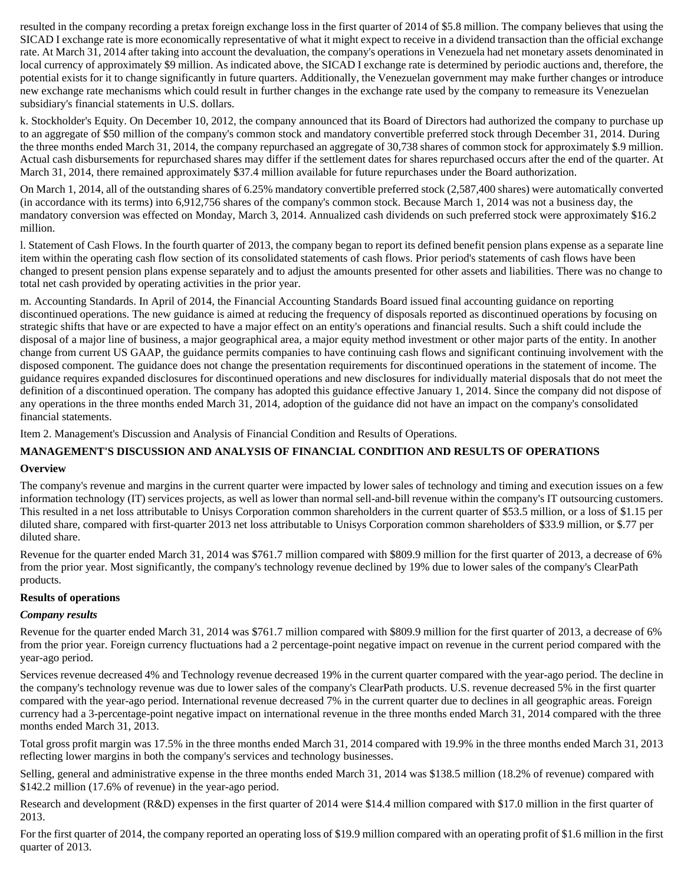resulted in the company recording a pretax foreign exchange loss in the first quarter of 2014 of $5.8 million. The company believes that using the SICAD I exchange rate is more economically representative of what it might expect to receive in a dividend transaction than the official exchange rate. At March 31, 2014 after taking into account the devaluation, the company's operations in Venezuela had net monetary assets denominated in local currency of approximately $9 million. As indicated above, the SICAD I exchange rate is determined by periodic auctions and, therefore, the potential exists for it to change significantly in future quarters. Additionally, the Venezuelan government may make further changes or introduce new exchange rate mechanisms which could result in further changes in the exchange rate used by the company to remeasure its Venezuelan subsidiary's financial statements in U.S. dollars.

k. Stockholder's Equity. On December 10, 2012, the company announced that its Board of Directors had authorized the company to purchase up to an aggregate of $50 million of the company's common stock and mandatory convertible preferred stock through December 31, 2014. During the three months ended March 31, 2014, the company repurchased an aggregate of 30,738 shares of common stock for approximately $.9 million. Actual cash disbursements for repurchased shares may differ if the settlement dates for shares repurchased occurs after the end of the quarter. At March 31, 2014, there remained approximately $37.4 million available for future repurchases under the Board authorization.

On March 1, 2014, all of the outstanding shares of 6.25% mandatory convertible preferred stock (2,587,400 shares) were automatically converted (in accordance with its terms) into 6,912,756 shares of the company's common stock. Because March 1, 2014 was not a business day, the mandatory conversion was effected on Monday, March 3, 2014. Annualized cash dividends on such preferred stock were approximately $16.2 million.

l. Statement of Cash Flows. In the fourth quarter of 2013, the company began to report its defined benefit pension plans expense as a separate line item within the operating cash flow section of its consolidated statements of cash flows. Prior period's statements of cash flows have been changed to present pension plans expense separately and to adjust the amounts presented for other assets and liabilities. There was no change to total net cash provided by operating activities in the prior year.

m. Accounting Standards. In April of 2014, the Financial Accounting Standards Board issued final accounting guidance on reporting discontinued operations. The new guidance is aimed at reducing the frequency of disposals reported as discontinued operations by focusing on strategic shifts that have or are expected to have a major effect on an entity's operations and financial results. Such a shift could include the disposal of a major line of business, a major geographical area, a major equity method investment or other major parts of the entity. In another change from current US GAAP, the guidance permits companies to have continuing cash flows and significant continuing involvement with the disposed component. The guidance does not change the presentation requirements for discontinued operations in the statement of income. The guidance requires expanded disclosures for discontinued operations and new disclosures for individually material disposals that do not meet the definition of a discontinued operation. The company has adopted this guidance effective January 1, 2014. Since the company did not dispose of any operations in the three months ended March 31, 2014, adoption of the guidance did not have an impact on the company's consolidated financial statements.

Item 2. Management's Discussion and Analysis of Financial Condition and Results of Operations.

## MANAGEMENT'S DISCUSSION AND ANALYSIS OF FINANCIAL CONDITION AND RESULTS OF OPERATIONS

### Overview

The company's revenue and margins in the current quarter were impacted by lower sales of technology and timing and execution issues on a few information technology (IT) services projects, as well as lower than normal sell-and-bill revenue within the company's IT outsourcing customers. This resulted in a net loss attributable to Unisys Corporation common shareholders in the current quarter of $53.5 million, or a loss of $1.15 per diluted share, compared with first-quarter 2013 net loss attributable to Unisys Corporation common shareholders of $33.9 million, or $.77 per diluted share.

Revenue for the quarter ended March 31, 2014 was $761.7 million compared with $809.9 million for the first quarter of 2013, a decrease of 6% from the prior year. Most significantly, the company's technology revenue declined by 19% due to lower sales of the company's ClearPath products.

### Results of operations

#### *Company results*

Revenue for the quarter ended March 31, 2014 was $761.7 million compared with $809.9 million for the first quarter of 2013, a decrease of 6% from the prior year. Foreign currency fluctuations had a 2 percentage-point negative impact on revenue in the current period compared with the year-ago period.

Services revenue decreased 4% and Technology revenue decreased 19% in the current quarter compared with the year-ago period. The decline in the company's technology revenue was due to lower sales of the company's ClearPath products. U.S. revenue decreased 5% in the first quarter compared with the year-ago period. International revenue decreased 7% in the current quarter due to declines in all geographic areas. Foreign currency had a 3-percentage-point negative impact on international revenue in the three months ended March 31, 2014 compared with the three months ended March 31, 2013.

Total gross profit margin was 17.5% in the three months ended March 31, 2014 compared with 19.9% in the three months ended March 31, 2013 reflecting lower margins in both the company's services and technology businesses.

Selling, general and administrative expense in the three months ended March 31, 2014 was $138.5 million (18.2% of revenue) compared with $142.2 million (17.6% of revenue) in the year-ago period.

Research and development (R&D) expenses in the first quarter of 2014 were $14.4 million compared with $17.0 million in the first quarter of 2013.

For the first quarter of 2014, the company reported an operating loss of $19.9 million compared with an operating profit of $1.6 million in the first quarter of 2013.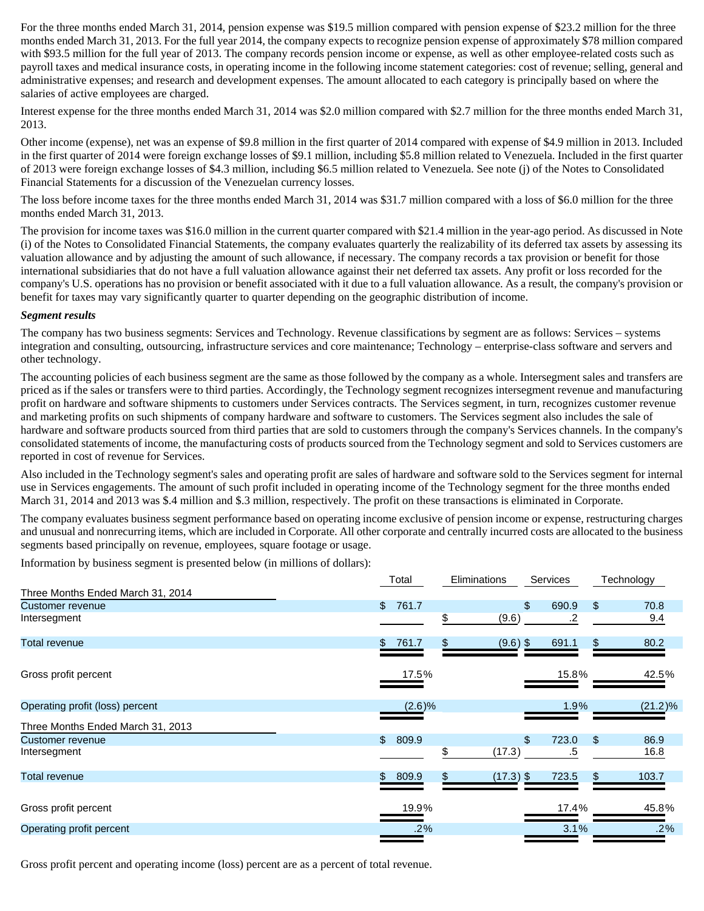For the three months ended March 31, 2014, pension expense was $19.5 million compared with pension expense of $23.2 million for the three months ended March 31, 2013. For the full year 2014, the company expects to recognize pension expense of approximately $78 million compared with $93.5 million for the full year of 2013. The company records pension income or expense, as well as other employee-related costs such as payroll taxes and medical insurance costs, in operating income in the following income statement categories: cost of revenue; selling, general and administrative expenses; and research and development expenses. The amount allocated to each category is principally based on where the salaries of active employees are charged.

Interest expense for the three months ended March 31, 2014 was $2.0 million compared with $2.7 million for the three months ended March 31, 2013.

Other income (expense), net was an expense of $9.8 million in the first quarter of 2014 compared with expense of $4.9 million in 2013. Included in the first quarter of 2014 were foreign exchange losses of $9.1 million, including $5.8 million related to Venezuela. Included in the first quarter of 2013 were foreign exchange losses of $4.3 million, including $6.5 million related to Venezuela. See note (j) of the Notes to Consolidated Financial Statements for a discussion of the Venezuelan currency losses.

The loss before income taxes for the three months ended March 31, 2014 was $31.7 million compared with a loss of $6.0 million for the three months ended March 31, 2013.

The provision for income taxes was $16.0 million in the current quarter compared with $21.4 million in the year-ago period. As discussed in Note (i) of the Notes to Consolidated Financial Statements, the company evaluates quarterly the realizability of its deferred tax assets by assessing its valuation allowance and by adjusting the amount of such allowance, if necessary. The company records a tax provision or benefit for those international subsidiaries that do not have a full valuation allowance against their net deferred tax assets. Any profit or loss recorded for the company's U.S. operations has no provision or benefit associated with it due to a full valuation allowance. As a result, the company's provision or benefit for taxes may vary significantly quarter to quarter depending on the geographic distribution of income.

***Segment results***

The company has two business segments: Services and Technology. Revenue classifications by segment are as follows: Services – systems integration and consulting, outsourcing, infrastructure services and core maintenance; Technology – enterprise-class software and servers and other technology.

The accounting policies of each business segment are the same as those followed by the company as a whole. Intersegment sales and transfers are priced as if the sales or transfers were to third parties. Accordingly, the Technology segment recognizes intersegment revenue and manufacturing profit on hardware and software shipments to customers under Services contracts. The Services segment, in turn, recognizes customer revenue and marketing profits on such shipments of company hardware and software to customers. The Services segment also includes the sale of hardware and software products sourced from third parties that are sold to customers through the company's Services channels. In the company's consolidated statements of income, the manufacturing costs of products sourced from the Technology segment and sold to Services customers are reported in cost of revenue for Services.

Also included in the Technology segment's sales and operating profit are sales of hardware and software sold to the Services segment for internal use in Services engagements. The amount of such profit included in operating income of the Technology segment for the three months ended March 31, 2014 and 2013 was $.4 million and $.3 million, respectively. The profit on these transactions is eliminated in Corporate.

The company evaluates business segment performance based on operating income exclusive of pension income or expense, restructuring charges and unusual and nonrecurring items, which are included in Corporate. All other corporate and centrally incurred costs are allocated to the business segments based principally on revenue, employees, square footage or usage.

Information by business segment is presented below (in millions of dollars):

| | Total | Eliminations | Services | Technology |
|---|---|---|---|---|
| **Three Months Ended March 31, 2014** | | | | |
| Customer revenue | $ 761.7 | | $ 690.9 | $ 70.8 |
| Intersegment | | $ (9.6) | .2 | 9.4 |
| Total revenue | $ 761.7 | $ (9.6) | $ 691.1 | $ 80.2 |
| Gross profit percent | 17.5% | | 15.8% | 42.5% |
| Operating profit (loss) percent | (2.6)% | | 1.9% | (21.2)% |
| **Three Months Ended March 31, 2013** | | | | |
| Customer revenue | $ 809.9 | | $ 723.0 | $ 86.9 |
| Intersegment | | $ (17.3) | .5 | 16.8 |
| Total revenue | $ 809.9 | $ (17.3) | $ 723.5 | $ 103.7 |
| Gross profit percent | 19.9% | | 17.4% | 45.8% |
| Operating profit percent | .2% | | 3.1% | .2% |

Gross profit percent and operating income (loss) percent are as a percent of total revenue.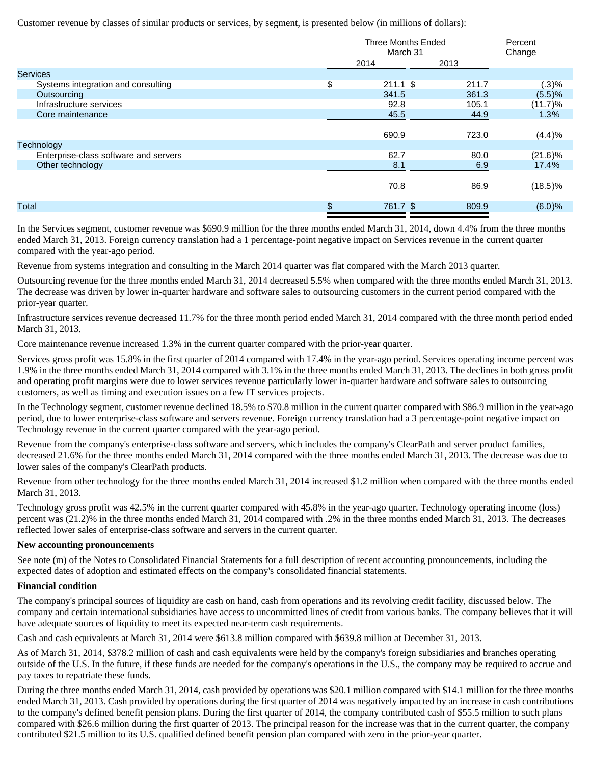Customer revenue by classes of similar products or services, by segment, is presented below (in millions of dollars):

| | Three Months Ended March 31 | | Percent Change |
|---|---|---|---|
| | 2014 | 2013 | |
| **Services** | | | |
| Systems integration and consulting | $ 211.1 | $ 211.7 | (.3)% |
| Outsourcing | 341.5 | 361.3 | (5.5)% |
| Infrastructure services | 92.8 | 105.1 | (11.7)% |
| Core maintenance | 45.5 | 44.9 | 1.3% |
| | 690.9 | 723.0 | (4.4)% |
| **Technology** | | | |
| Enterprise-class software and servers | 62.7 | 80.0 | (21.6)% |
| Other technology | 8.1 | 6.9 | 17.4% |
| | 70.8 | 86.9 | (18.5)% |
| Total | $ 761.7 | $ 809.9 | (6.0)% |

In the Services segment, customer revenue was $690.9 million for the three months ended March 31, 2014, down 4.4% from the three months ended March 31, 2013. Foreign currency translation had a 1 percentage-point negative impact on Services revenue in the current quarter compared with the year-ago period.

Revenue from systems integration and consulting in the March 2014 quarter was flat compared with the March 2013 quarter.

Outsourcing revenue for the three months ended March 31, 2014 decreased 5.5% when compared with the three months ended March 31, 2013. The decrease was driven by lower in-quarter hardware and software sales to outsourcing customers in the current period compared with the prior-year quarter.

Infrastructure services revenue decreased 11.7% for the three month period ended March 31, 2014 compared with the three month period ended March 31, 2013.

Core maintenance revenue increased 1.3% in the current quarter compared with the prior-year quarter.

Services gross profit was 15.8% in the first quarter of 2014 compared with 17.4% in the year-ago period. Services operating income percent was 1.9% in the three months ended March 31, 2014 compared with 3.1% in the three months ended March 31, 2013. The declines in both gross profit and operating profit margins were due to lower services revenue particularly lower in-quarter hardware and software sales to outsourcing customers, as well as timing and execution issues on a few IT services projects.

In the Technology segment, customer revenue declined 18.5% to $70.8 million in the current quarter compared with $86.9 million in the year-ago period, due to lower enterprise-class software and servers revenue. Foreign currency translation had a 3 percentage-point negative impact on Technology revenue in the current quarter compared with the year-ago period.

Revenue from the company's enterprise-class software and servers, which includes the company's ClearPath and server product families, decreased 21.6% for the three months ended March 31, 2014 compared with the three months ended March 31, 2013. The decrease was due to lower sales of the company's ClearPath products.

Revenue from other technology for the three months ended March 31, 2014 increased $1.2 million when compared with the three months ended March 31, 2013.

Technology gross profit was 42.5% in the current quarter compared with 45.8% in the year-ago quarter. Technology operating income (loss) percent was (21.2)% in the three months ended March 31, 2014 compared with .2% in the three months ended March 31, 2013. The decreases reflected lower sales of enterprise-class software and servers in the current quarter.

**New accounting pronouncements**

See note (m) of the Notes to Consolidated Financial Statements for a full description of recent accounting pronouncements, including the expected dates of adoption and estimated effects on the company's consolidated financial statements.

**Financial condition**

The company's principal sources of liquidity are cash on hand, cash from operations and its revolving credit facility, discussed below. The company and certain international subsidiaries have access to uncommitted lines of credit from various banks. The company believes that it will have adequate sources of liquidity to meet its expected near-term cash requirements.

Cash and cash equivalents at March 31, 2014 were $613.8 million compared with $639.8 million at December 31, 2013.

As of March 31, 2014, $378.2 million of cash and cash equivalents were held by the company's foreign subsidiaries and branches operating outside of the U.S. In the future, if these funds are needed for the company's operations in the U.S., the company may be required to accrue and pay taxes to repatriate these funds.

During the three months ended March 31, 2014, cash provided by operations was $20.1 million compared with $14.1 million for the three months ended March 31, 2013. Cash provided by operations during the first quarter of 2014 was negatively impacted by an increase in cash contributions to the company's defined benefit pension plans. During the first quarter of 2014, the company contributed cash of $55.5 million to such plans compared with $26.6 million during the first quarter of 2013. The principal reason for the increase was that in the current quarter, the company contributed $21.5 million to its U.S. qualified defined benefit pension plan compared with zero in the prior-year quarter.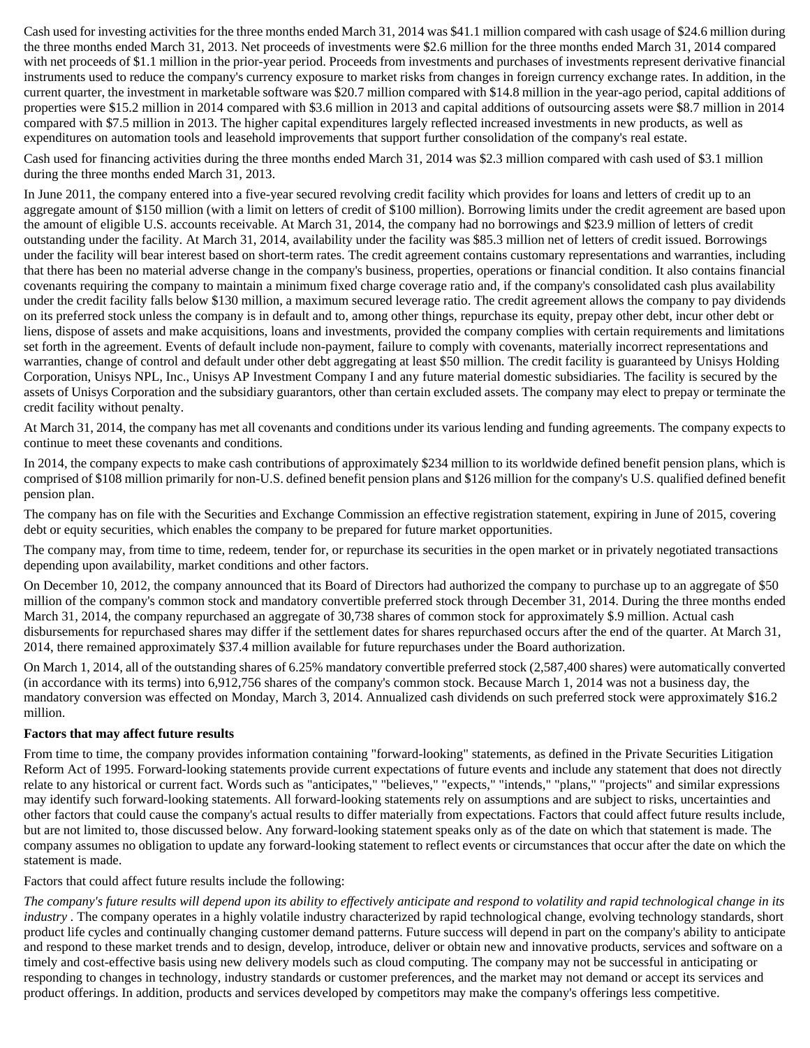Cash used for investing activities for the three months ended March 31, 2014 was $41.1 million compared with cash usage of $24.6 million during the three months ended March 31, 2013. Net proceeds of investments were $2.6 million for the three months ended March 31, 2014 compared with net proceeds of $1.1 million in the prior-year period. Proceeds from investments and purchases of investments represent derivative financial instruments used to reduce the company's currency exposure to market risks from changes in foreign currency exchange rates. In addition, in the current quarter, the investment in marketable software was $20.7 million compared with $14.8 million in the year-ago period, capital additions of properties were $15.2 million in 2014 compared with $3.6 million in 2013 and capital additions of outsourcing assets were $8.7 million in 2014 compared with $7.5 million in 2013. The higher capital expenditures largely reflected increased investments in new products, as well as expenditures on automation tools and leasehold improvements that support further consolidation of the company's real estate.

Cash used for financing activities during the three months ended March 31, 2014 was $2.3 million compared with cash used of $3.1 million during the three months ended March 31, 2013.

In June 2011, the company entered into a five-year secured revolving credit facility which provides for loans and letters of credit up to an aggregate amount of $150 million (with a limit on letters of credit of $100 million). Borrowing limits under the credit agreement are based upon the amount of eligible U.S. accounts receivable. At March 31, 2014, the company had no borrowings and $23.9 million of letters of credit outstanding under the facility. At March 31, 2014, availability under the facility was $85.3 million net of letters of credit issued. Borrowings under the facility will bear interest based on short-term rates. The credit agreement contains customary representations and warranties, including that there has been no material adverse change in the company's business, properties, operations or financial condition. It also contains financial covenants requiring the company to maintain a minimum fixed charge coverage ratio and, if the company's consolidated cash plus availability under the credit facility falls below $130 million, a maximum secured leverage ratio. The credit agreement allows the company to pay dividends on its preferred stock unless the company is in default and to, among other things, repurchase its equity, prepay other debt, incur other debt or liens, dispose of assets and make acquisitions, loans and investments, provided the company complies with certain requirements and limitations set forth in the agreement. Events of default include non-payment, failure to comply with covenants, materially incorrect representations and warranties, change of control and default under other debt aggregating at least $50 million. The credit facility is guaranteed by Unisys Holding Corporation, Unisys NPL, Inc., Unisys AP Investment Company I and any future material domestic subsidiaries. The facility is secured by the assets of Unisys Corporation and the subsidiary guarantors, other than certain excluded assets. The company may elect to prepay or terminate the credit facility without penalty.

At March 31, 2014, the company has met all covenants and conditions under its various lending and funding agreements. The company expects to continue to meet these covenants and conditions.

In 2014, the company expects to make cash contributions of approximately $234 million to its worldwide defined benefit pension plans, which is comprised of $108 million primarily for non-U.S. defined benefit pension plans and $126 million for the company's U.S. qualified defined benefit pension plan.

The company has on file with the Securities and Exchange Commission an effective registration statement, expiring in June of 2015, covering debt or equity securities, which enables the company to be prepared for future market opportunities.

The company may, from time to time, redeem, tender for, or repurchase its securities in the open market or in privately negotiated transactions depending upon availability, market conditions and other factors.

On December 10, 2012, the company announced that its Board of Directors had authorized the company to purchase up to an aggregate of $50 million of the company's common stock and mandatory convertible preferred stock through December 31, 2014. During the three months ended March 31, 2014, the company repurchased an aggregate of 30,738 shares of common stock for approximately $.9 million. Actual cash disbursements for repurchased shares may differ if the settlement dates for shares repurchased occurs after the end of the quarter. At March 31, 2014, there remained approximately $37.4 million available for future repurchases under the Board authorization.

On March 1, 2014, all of the outstanding shares of 6.25% mandatory convertible preferred stock (2,587,400 shares) were automatically converted (in accordance with its terms) into 6,912,756 shares of the company's common stock. Because March 1, 2014 was not a business day, the mandatory conversion was effected on Monday, March 3, 2014. Annualized cash dividends on such preferred stock were approximately $16.2 million.

**Factors that may affect future results**

From time to time, the company provides information containing "forward-looking" statements, as defined in the Private Securities Litigation Reform Act of 1995. Forward-looking statements provide current expectations of future events and include any statement that does not directly relate to any historical or current fact. Words such as "anticipates," "believes," "expects," "intends," "plans," "projects" and similar expressions may identify such forward-looking statements. All forward-looking statements rely on assumptions and are subject to risks, uncertainties and other factors that could cause the company's actual results to differ materially from expectations. Factors that could affect future results include, but are not limited to, those discussed below. Any forward-looking statement speaks only as of the date on which that statement is made. The company assumes no obligation to update any forward-looking statement to reflect events or circumstances that occur after the date on which the statement is made.

Factors that could affect future results include the following:

*The company's future results will depend upon its ability to effectively anticipate and respond to volatility and rapid technological change in its industry* . The company operates in a highly volatile industry characterized by rapid technological change, evolving technology standards, short product life cycles and continually changing customer demand patterns. Future success will depend in part on the company's ability to anticipate and respond to these market trends and to design, develop, introduce, deliver or obtain new and innovative products, services and software on a timely and cost-effective basis using new delivery models such as cloud computing. The company may not be successful in anticipating or responding to changes in technology, industry standards or customer preferences, and the market may not demand or accept its services and product offerings. In addition, products and services developed by competitors may make the company's offerings less competitive.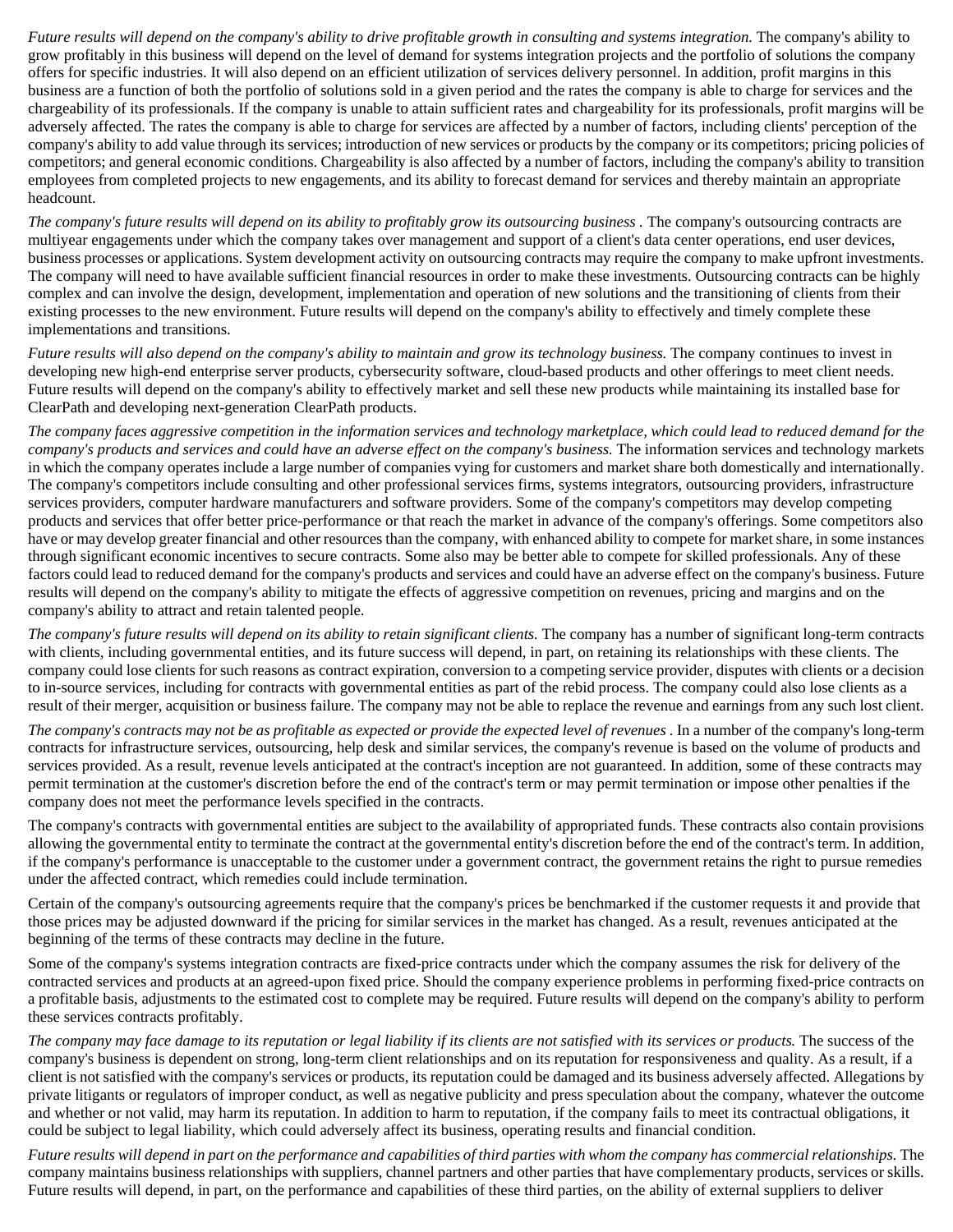*Future results will depend on the company's ability to drive profitable growth in consulting and systems integration.* The company's ability to grow profitably in this business will depend on the level of demand for systems integration projects and the portfolio of solutions the company offers for specific industries. It will also depend on an efficient utilization of services delivery personnel. In addition, profit margins in this business are a function of both the portfolio of solutions sold in a given period and the rates the company is able to charge for services and the chargeability of its professionals. If the company is unable to attain sufficient rates and chargeability for its professionals, profit margins will be adversely affected. The rates the company is able to charge for services are affected by a number of factors, including clients' perception of the company's ability to add value through its services; introduction of new services or products by the company or its competitors; pricing policies of competitors; and general economic conditions. Chargeability is also affected by a number of factors, including the company's ability to transition employees from completed projects to new engagements, and its ability to forecast demand for services and thereby maintain an appropriate headcount.

*The company's future results will depend on its ability to profitably grow its outsourcing business* . The company's outsourcing contracts are multiyear engagements under which the company takes over management and support of a client's data center operations, end user devices, business processes or applications. System development activity on outsourcing contracts may require the company to make upfront investments. The company will need to have available sufficient financial resources in order to make these investments. Outsourcing contracts can be highly complex and can involve the design, development, implementation and operation of new solutions and the transitioning of clients from their existing processes to the new environment. Future results will depend on the company's ability to effectively and timely complete these implementations and transitions.

*Future results will also depend on the company's ability to maintain and grow its technology business.* The company continues to invest in developing new high-end enterprise server products, cybersecurity software, cloud-based products and other offerings to meet client needs. Future results will depend on the company's ability to effectively market and sell these new products while maintaining its installed base for ClearPath and developing next-generation ClearPath products.

*The company faces aggressive competition in the information services and technology marketplace, which could lead to reduced demand for the company's products and services and could have an adverse effect on the company's business.* The information services and technology markets in which the company operates include a large number of companies vying for customers and market share both domestically and internationally. The company's competitors include consulting and other professional services firms, systems integrators, outsourcing providers, infrastructure services providers, computer hardware manufacturers and software providers. Some of the company's competitors may develop competing products and services that offer better price-performance or that reach the market in advance of the company's offerings. Some competitors also have or may develop greater financial and other resources than the company, with enhanced ability to compete for market share, in some instances through significant economic incentives to secure contracts. Some also may be better able to compete for skilled professionals. Any of these factors could lead to reduced demand for the company's products and services and could have an adverse effect on the company's business. Future results will depend on the company's ability to mitigate the effects of aggressive competition on revenues, pricing and margins and on the company's ability to attract and retain talented people.

*The company's future results will depend on its ability to retain significant clients.* The company has a number of significant long-term contracts with clients, including governmental entities, and its future success will depend, in part, on retaining its relationships with these clients. The company could lose clients for such reasons as contract expiration, conversion to a competing service provider, disputes with clients or a decision to in-source services, including for contracts with governmental entities as part of the rebid process. The company could also lose clients as a result of their merger, acquisition or business failure. The company may not be able to replace the revenue and earnings from any such lost client.

*The company's contracts may not be as profitable as expected or provide the expected level of revenues* . In a number of the company's long-term contracts for infrastructure services, outsourcing, help desk and similar services, the company's revenue is based on the volume of products and services provided. As a result, revenue levels anticipated at the contract's inception are not guaranteed. In addition, some of these contracts may permit termination at the customer's discretion before the end of the contract's term or may permit termination or impose other penalties if the company does not meet the performance levels specified in the contracts.

The company's contracts with governmental entities are subject to the availability of appropriated funds. These contracts also contain provisions allowing the governmental entity to terminate the contract at the governmental entity's discretion before the end of the contract's term. In addition, if the company's performance is unacceptable to the customer under a government contract, the government retains the right to pursue remedies under the affected contract, which remedies could include termination.

Certain of the company's outsourcing agreements require that the company's prices be benchmarked if the customer requests it and provide that those prices may be adjusted downward if the pricing for similar services in the market has changed. As a result, revenues anticipated at the beginning of the terms of these contracts may decline in the future.

Some of the company's systems integration contracts are fixed-price contracts under which the company assumes the risk for delivery of the contracted services and products at an agreed-upon fixed price. Should the company experience problems in performing fixed-price contracts on a profitable basis, adjustments to the estimated cost to complete may be required. Future results will depend on the company's ability to perform these services contracts profitably.

*The company may face damage to its reputation or legal liability if its clients are not satisfied with its services or products.* The success of the company's business is dependent on strong, long-term client relationships and on its reputation for responsiveness and quality. As a result, if a client is not satisfied with the company's services or products, its reputation could be damaged and its business adversely affected. Allegations by private litigants or regulators of improper conduct, as well as negative publicity and press speculation about the company, whatever the outcome and whether or not valid, may harm its reputation. In addition to harm to reputation, if the company fails to meet its contractual obligations, it could be subject to legal liability, which could adversely affect its business, operating results and financial condition.

*Future results will depend in part on the performance and capabilities of third parties with whom the company has commercial relationships.* The company maintains business relationships with suppliers, channel partners and other parties that have complementary products, services or skills. Future results will depend, in part, on the performance and capabilities of these third parties, on the ability of external suppliers to deliver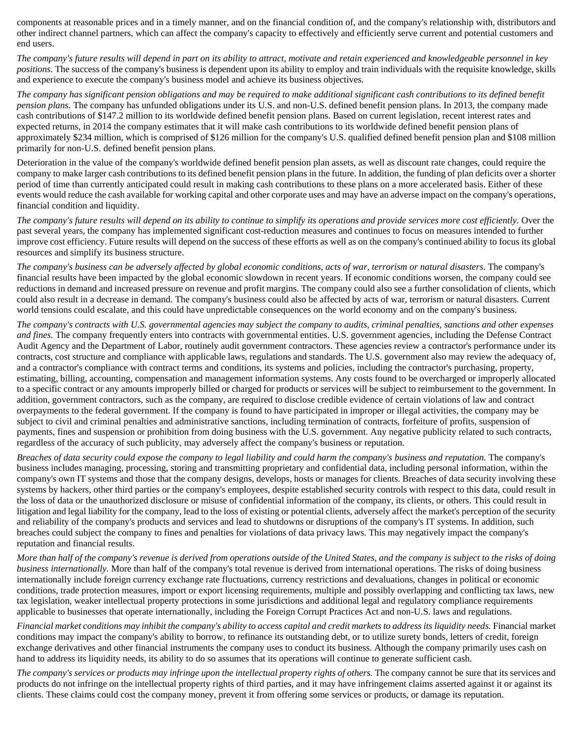components at reasonable prices and in a timely manner, and on the financial condition of, and the company's relationship with, distributors and other indirect channel partners, which can affect the company's capacity to effectively and efficiently serve current and potential customers and end users.

*The company's future results will depend in part on its ability to attract, motivate and retain experienced and knowledgeable personnel in key positions.* The success of the company's business is dependent upon its ability to employ and train individuals with the requisite knowledge, skills and experience to execute the company's business model and achieve its business objectives.

*The company has significant pension obligations and may be required to make additional significant cash contributions to its defined benefit pension plans.* The company has unfunded obligations under its U.S. and non-U.S. defined benefit pension plans. In 2013, the company made cash contributions of $147.2 million to its worldwide defined benefit pension plans. Based on current legislation, recent interest rates and expected returns, in 2014 the company estimates that it will make cash contributions to its worldwide defined benefit pension plans of approximately $234 million, which is comprised of $126 million for the company's U.S. qualified defined benefit pension plan and $108 million primarily for non-U.S. defined benefit pension plans.

Deterioration in the value of the company's worldwide defined benefit pension plan assets, as well as discount rate changes, could require the company to make larger cash contributions to its defined benefit pension plans in the future. In addition, the funding of plan deficits over a shorter period of time than currently anticipated could result in making cash contributions to these plans on a more accelerated basis. Either of these events would reduce the cash available for working capital and other corporate uses and may have an adverse impact on the company's operations, financial condition and liquidity.

*The company's future results will depend on its ability to continue to simplify its operations and provide services more cost efficiently.* Over the past several years, the company has implemented significant cost-reduction measures and continues to focus on measures intended to further improve cost efficiency. Future results will depend on the success of these efforts as well as on the company's continued ability to focus its global resources and simplify its business structure.

*The company's business can be adversely affected by global economic conditions, acts of war, terrorism or natural disasters.* The company's financial results have been impacted by the global economic slowdown in recent years. If economic conditions worsen, the company could see reductions in demand and increased pressure on revenue and profit margins. The company could also see a further consolidation of clients, which could also result in a decrease in demand. The company's business could also be affected by acts of war, terrorism or natural disasters. Current world tensions could escalate, and this could have unpredictable consequences on the world economy and on the company's business.

*The company's contracts with U.S. governmental agencies may subject the company to audits, criminal penalties, sanctions and other expenses and fines.* The company frequently enters into contracts with governmental entities. U.S. government agencies, including the Defense Contract Audit Agency and the Department of Labor, routinely audit government contractors. These agencies review a contractor's performance under its contracts, cost structure and compliance with applicable laws, regulations and standards. The U.S. government also may review the adequacy of, and a contractor's compliance with contract terms and conditions, its systems and policies, including the contractor's purchasing, property, estimating, billing, accounting, compensation and management information systems. Any costs found to be overcharged or improperly allocated to a specific contract or any amounts improperly billed or charged for products or services will be subject to reimbursement to the government. In addition, government contractors, such as the company, are required to disclose credible evidence of certain violations of law and contract overpayments to the federal government. If the company is found to have participated in improper or illegal activities, the company may be subject to civil and criminal penalties and administrative sanctions, including termination of contracts, forfeiture of profits, suspension of payments, fines and suspension or prohibition from doing business with the U.S. government. Any negative publicity related to such contracts, regardless of the accuracy of such publicity, may adversely affect the company's business or reputation.

*Breaches of data security could expose the company to legal liability and could harm the company's business and reputation.* The company's business includes managing, processing, storing and transmitting proprietary and confidential data, including personal information, within the company's own IT systems and those that the company designs, develops, hosts or manages for clients. Breaches of data security involving these systems by hackers, other third parties or the company's employees, despite established security controls with respect to this data, could result in the loss of data or the unauthorized disclosure or misuse of confidential information of the company, its clients, or others. This could result in litigation and legal liability for the company, lead to the loss of existing or potential clients, adversely affect the market's perception of the security and reliability of the company's products and services and lead to shutdowns or disruptions of the company's IT systems. In addition, such breaches could subject the company to fines and penalties for violations of data privacy laws. This may negatively impact the company's reputation and financial results.

*More than half of the company's revenue is derived from operations outside of the United States, and the company is subject to the risks of doing business internationally.* More than half of the company's total revenue is derived from international operations. The risks of doing business internationally include foreign currency exchange rate fluctuations, currency restrictions and devaluations, changes in political or economic conditions, trade protection measures, import or export licensing requirements, multiple and possibly overlapping and conflicting tax laws, new tax legislation, weaker intellectual property protections in some jurisdictions and additional legal and regulatory compliance requirements applicable to businesses that operate internationally, including the Foreign Corrupt Practices Act and non-U.S. laws and regulations.

*Financial market conditions may inhibit the company's ability to access capital and credit markets to address its liquidity needs.* Financial market conditions may impact the company's ability to borrow, to refinance its outstanding debt, or to utilize surety bonds, letters of credit, foreign exchange derivatives and other financial instruments the company uses to conduct its business. Although the company primarily uses cash on hand to address its liquidity needs, its ability to do so assumes that its operations will continue to generate sufficient cash.

*The company's services or products may infringe upon the intellectual property rights of others.* The company cannot be sure that its services and products do not infringe on the intellectual property rights of third parties, and it may have infringement claims asserted against it or against its clients. These claims could cost the company money, prevent it from offering some services or products, or damage its reputation.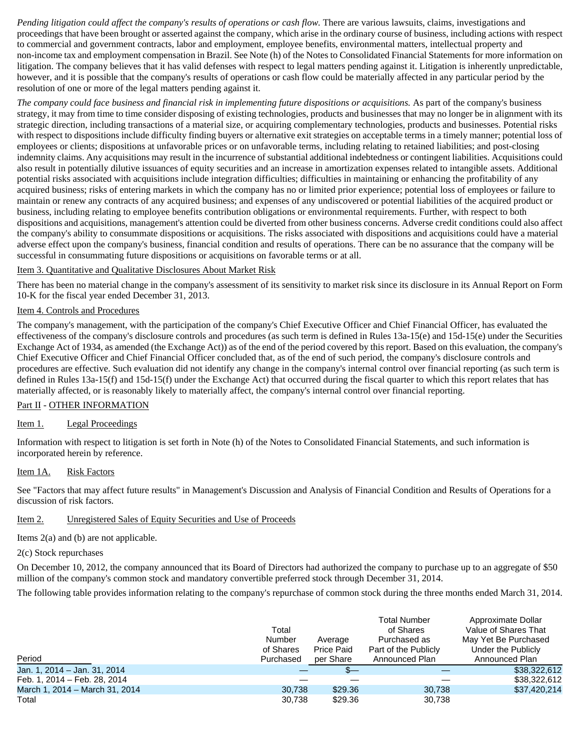*Pending litigation could affect the company's results of operations or cash flow.* There are various lawsuits, claims, investigations and proceedings that have been brought or asserted against the company, which arise in the ordinary course of business, including actions with respect to commercial and government contracts, labor and employment, employee benefits, environmental matters, intellectual property and non-income tax and employment compensation in Brazil. See Note (h) of the Notes to Consolidated Financial Statements for more information on litigation. The company believes that it has valid defenses with respect to legal matters pending against it. Litigation is inherently unpredictable, however, and it is possible that the company's results of operations or cash flow could be materially affected in any particular period by the resolution of one or more of the legal matters pending against it.

*The company could face business and financial risk in implementing future dispositions or acquisitions.* As part of the company's business strategy, it may from time to time consider disposing of existing technologies, products and businesses that may no longer be in alignment with its strategic direction, including transactions of a material size, or acquiring complementary technologies, products and businesses. Potential risks with respect to dispositions include difficulty finding buyers or alternative exit strategies on acceptable terms in a timely manner; potential loss of employees or clients; dispositions at unfavorable prices or on unfavorable terms, including relating to retained liabilities; and post-closing indemnity claims. Any acquisitions may result in the incurrence of substantial additional indebtedness or contingent liabilities. Acquisitions could also result in potentially dilutive issuances of equity securities and an increase in amortization expenses related to intangible assets. Additional potential risks associated with acquisitions include integration difficulties; difficulties in maintaining or enhancing the profitability of any acquired business; risks of entering markets in which the company has no or limited prior experience; potential loss of employees or failure to maintain or renew any contracts of any acquired business; and expenses of any undiscovered or potential liabilities of the acquired product or business, including relating to employee benefits contribution obligations or environmental requirements. Further, with respect to both dispositions and acquisitions, management's attention could be diverted from other business concerns. Adverse credit conditions could also affect the company's ability to consummate dispositions or acquisitions. The risks associated with dispositions and acquisitions could have a material adverse effect upon the company's business, financial condition and results of operations. There can be no assurance that the company will be successful in consummating future dispositions or acquisitions on favorable terms or at all.

## Item 3. Quantitative and Qualitative Disclosures About Market Risk

There has been no material change in the company's assessment of its sensitivity to market risk since its disclosure in its Annual Report on Form 10-K for the fiscal year ended December 31, 2013.

## Item 4. Controls and Procedures

The company's management, with the participation of the company's Chief Executive Officer and Chief Financial Officer, has evaluated the effectiveness of the company's disclosure controls and procedures (as such term is defined in Rules 13a-15(e) and 15d-15(e) under the Securities Exchange Act of 1934, as amended (the Exchange Act)) as of the end of the period covered by this report. Based on this evaluation, the company's Chief Executive Officer and Chief Financial Officer concluded that, as of the end of such period, the company's disclosure controls and procedures are effective. Such evaluation did not identify any change in the company's internal control over financial reporting (as such term is defined in Rules 13a-15(f) and 15d-15(f) under the Exchange Act) that occurred during the fiscal quarter to which this report relates that has materially affected, or is reasonably likely to materially affect, the company's internal control over financial reporting.

# Part II - OTHER INFORMATION

## Item 1. Legal Proceedings

Information with respect to litigation is set forth in Note (h) of the Notes to Consolidated Financial Statements, and such information is incorporated herein by reference.

## Item 1A. Risk Factors

See "Factors that may affect future results" in Management's Discussion and Analysis of Financial Condition and Results of Operations for a discussion of risk factors.

## Item 2. Unregistered Sales of Equity Securities and Use of Proceeds

Items 2(a) and (b) are not applicable.

2(c) Stock repurchases

On December 10, 2012, the company announced that its Board of Directors had authorized the company to purchase up to an aggregate of $50 million of the company's common stock and mandatory convertible preferred stock through December 31, 2014.

The following table provides information relating to the company's repurchase of common stock during the three months ended March 31, 2014.

| Period | Total Number of Shares Purchased | Average Price Paid per Share | Total Number of Shares Purchased as Part of the Publicly Announced Plan | Approximate Dollar Value of Shares That May Yet Be Purchased Under the Publicly Announced Plan |
|---|---|---|---|---|
| Jan. 1, 2014 – Jan. 31, 2014 | — | $— | — | $38,322,612 |
| Feb. 1, 2014 – Feb. 28, 2014 | — | — | — | $38,322,612 |
| March 1, 2014 – March 31, 2014 | 30,738 | $29.36 | 30,738 | $37,420,214 |
| Total | 30,738 | $29.36 | 30,738 | |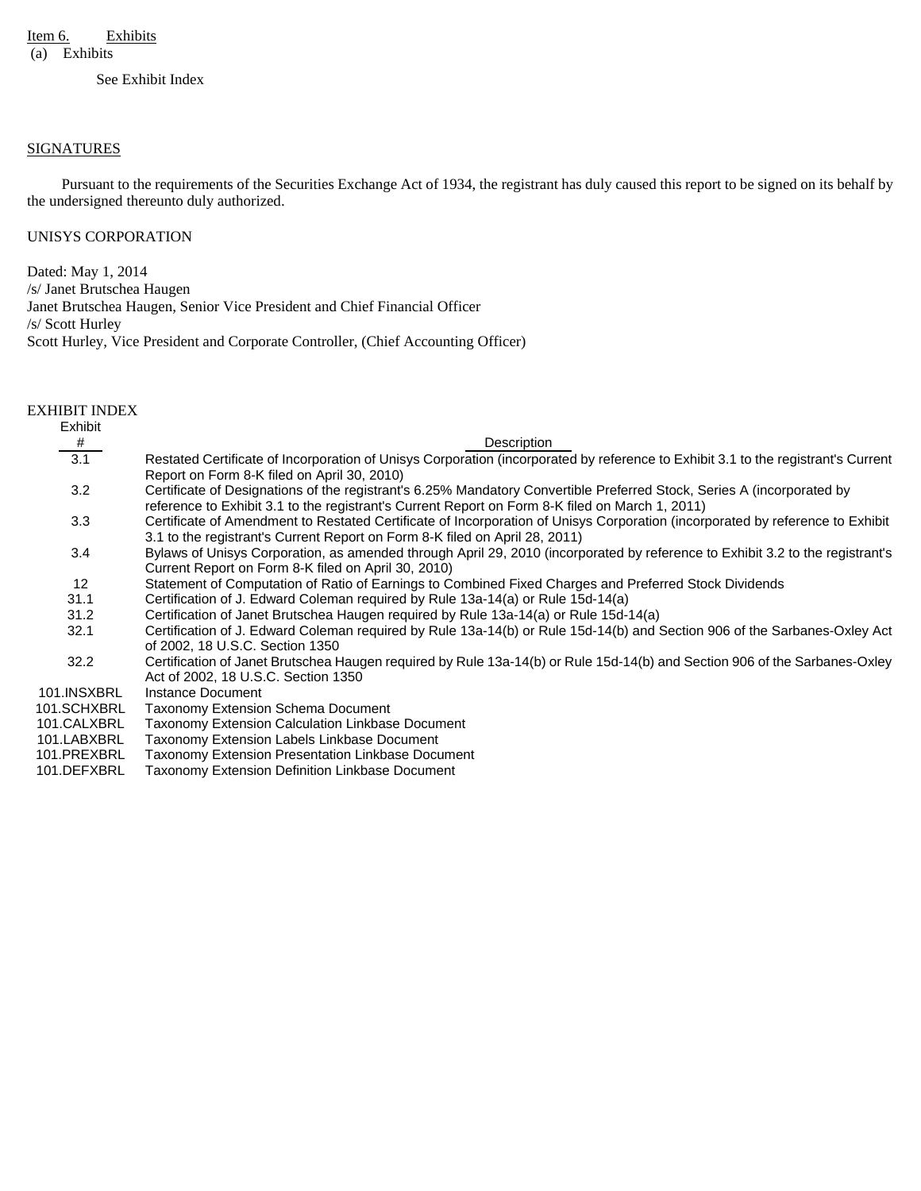Item 6. Exhibits

(a) Exhibits

See Exhibit Index

SIGNATURES

Pursuant to the requirements of the Securities Exchange Act of 1934, the registrant has duly caused this report to be signed on its behalf by the undersigned thereunto duly authorized.

UNISYS CORPORATION

Dated: May 1, 2014

/s/ Janet Brutschea Haugen

Janet Brutschea Haugen, Senior Vice President and Chief Financial Officer

/s/ Scott Hurley

Scott Hurley, Vice President and Corporate Controller, (Chief Accounting Officer)

EXHIBIT INDEX

| Exhibit # | Description |
|---|---|
| 3.1 | Restated Certificate of Incorporation of Unisys Corporation (incorporated by reference to Exhibit 3.1 to the registrant's Current Report on Form 8-K filed on April 30, 2010) |
| 3.2 | Certificate of Designations of the registrant's 6.25% Mandatory Convertible Preferred Stock, Series A (incorporated by reference to Exhibit 3.1 to the registrant's Current Report on Form 8-K filed on March 1, 2011) |
| 3.3 | Certificate of Amendment to Restated Certificate of Incorporation of Unisys Corporation (incorporated by reference to Exhibit 3.1 to the registrant's Current Report on Form 8-K filed on April 28, 2011) |
| 3.4 | Bylaws of Unisys Corporation, as amended through April 29, 2010 (incorporated by reference to Exhibit 3.2 to the registrant's Current Report on Form 8-K filed on April 30, 2010) |
| 12 | Statement of Computation of Ratio of Earnings to Combined Fixed Charges and Preferred Stock Dividends |
| 31.1 | Certification of J. Edward Coleman required by Rule 13a-14(a) or Rule 15d-14(a) |
| 31.2 | Certification of Janet Brutschea Haugen required by Rule 13a-14(a) or Rule 15d-14(a) |
| 32.1 | Certification of J. Edward Coleman required by Rule 13a-14(b) or Rule 15d-14(b) and Section 906 of the Sarbanes-Oxley Act of 2002, 18 U.S.C. Section 1350 |
| 32.2 | Certification of Janet Brutschea Haugen required by Rule 13a-14(b) or Rule 15d-14(b) and Section 906 of the Sarbanes-Oxley Act of 2002, 18 U.S.C. Section 1350 |
| 101.INSXBRL | Instance Document |
| 101.SCHXBRL | Taxonomy Extension Schema Document |
| 101.CALXBRL | Taxonomy Extension Calculation Linkbase Document |
| 101.LABXBRL | Taxonomy Extension Labels Linkbase Document |
| 101.PREXBRL | Taxonomy Extension Presentation Linkbase Document |
| 101.DEFXBRL | Taxonomy Extension Definition Linkbase Document |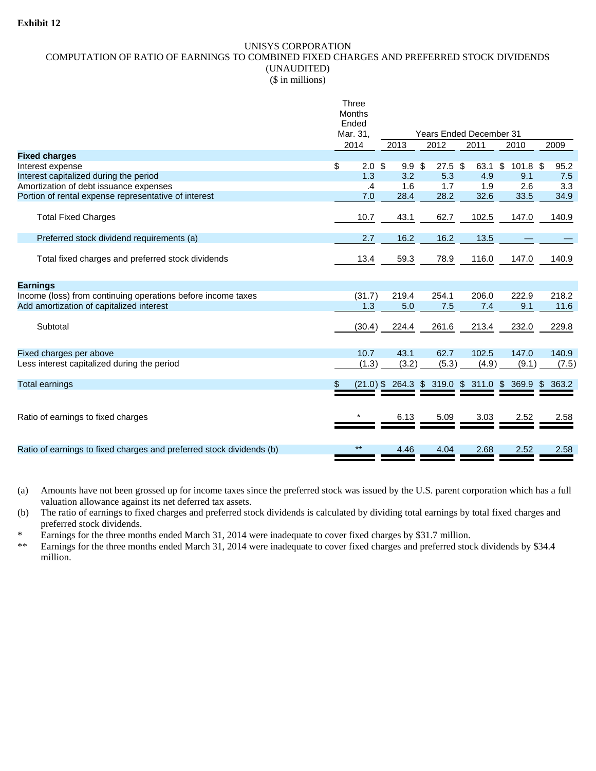**Exhibit 12**

UNISYS CORPORATION
COMPUTATION OF RATIO OF EARNINGS TO COMBINED FIXED CHARGES AND PREFERRED STOCK DIVIDENDS
(UNAUDITED)
($ in millions)

| | Three Months Ended Mar. 31, | Years Ended December 31 | | | | |
|---|---|---|---|---|---|---|
| | 2014 | 2013 | 2012 | 2011 | 2010 | 2009 |
| **Fixed charges** | | | | | | |
| Interest expense | $ 2.0 | $ 9.9 | $ 27.5 | $ 63.1 | $ 101.8 | $ 95.2 |
| Interest capitalized during the period | 1.3 | 3.2 | 5.3 | 4.9 | 9.1 | 7.5 |
| Amortization of debt issuance expenses | .4 | 1.6 | 1.7 | 1.9 | 2.6 | 3.3 |
| Portion of rental expense representative of interest | 7.0 | 28.4 | 28.2 | 32.6 | 33.5 | 34.9 |
| Total Fixed Charges | 10.7 | 43.1 | 62.7 | 102.5 | 147.0 | 140.9 |
| Preferred stock dividend requirements (a) | 2.7 | 16.2 | 16.2 | 13.5 | — | — |
| Total fixed charges and preferred stock dividends | 13.4 | 59.3 | 78.9 | 116.0 | 147.0 | 140.9 |
| **Earnings** | | | | | | |
| Income (loss) from continuing operations before income taxes | (31.7) | 219.4 | 254.1 | 206.0 | 222.9 | 218.2 |
| Add amortization of capitalized interest | 1.3 | 5.0 | 7.5 | 7.4 | 9.1 | 11.6 |
| Subtotal | (30.4) | 224.4 | 261.6 | 213.4 | 232.0 | 229.8 |
| Fixed charges per above | 10.7 | 43.1 | 62.7 | 102.5 | 147.0 | 140.9 |
| Less interest capitalized during the period | (1.3) | (3.2) | (5.3) | (4.9) | (9.1) | (7.5) |
| Total earnings | $ (21.0) | $ 264.3 | $ 319.0 | $ 311.0 | $ 369.9 | $ 363.2 |
| Ratio of earnings to fixed charges | * | 6.13 | 5.09 | 3.03 | 2.52 | 2.58 |
| Ratio of earnings to fixed charges and preferred stock dividends (b) | ** | 4.46 | 4.04 | 2.68 | 2.52 | 2.58 |

(a) Amounts have not been grossed up for income taxes since the preferred stock was issued by the U.S. parent corporation which has a full valuation allowance against its net deferred tax assets.

(b) The ratio of earnings to fixed charges and preferred stock dividends is calculated by dividing total earnings by total fixed charges and preferred stock dividends.

* Earnings for the three months ended March 31, 2014 were inadequate to cover fixed charges by $31.7 million.

** Earnings for the three months ended March 31, 2014 were inadequate to cover fixed charges and preferred stock dividends by $34.4 million.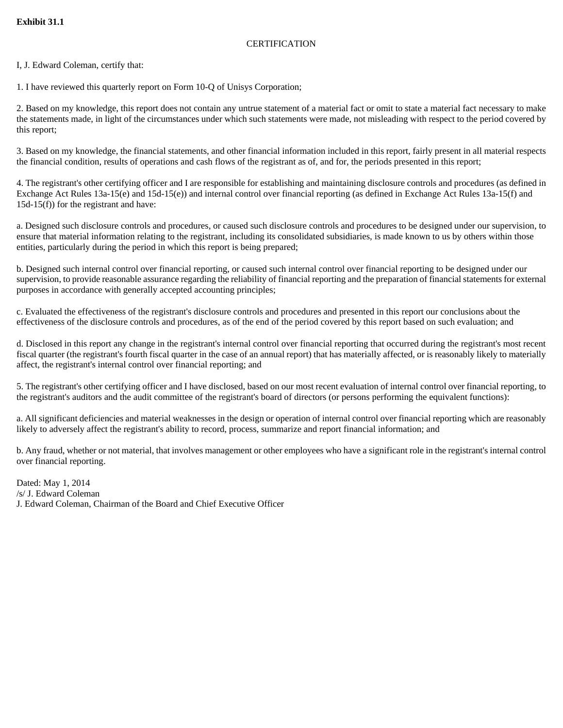**Exhibit 31.1**

CERTIFICATION

I, J. Edward Coleman, certify that:

1. I have reviewed this quarterly report on Form 10-Q of Unisys Corporation;

2. Based on my knowledge, this report does not contain any untrue statement of a material fact or omit to state a material fact necessary to make the statements made, in light of the circumstances under which such statements were made, not misleading with respect to the period covered by this report;

3. Based on my knowledge, the financial statements, and other financial information included in this report, fairly present in all material respects the financial condition, results of operations and cash flows of the registrant as of, and for, the periods presented in this report;

4. The registrant's other certifying officer and I are responsible for establishing and maintaining disclosure controls and procedures (as defined in Exchange Act Rules 13a-15(e) and 15d-15(e)) and internal control over financial reporting (as defined in Exchange Act Rules 13a-15(f) and 15d-15(f)) for the registrant and have:

a. Designed such disclosure controls and procedures, or caused such disclosure controls and procedures to be designed under our supervision, to ensure that material information relating to the registrant, including its consolidated subsidiaries, is made known to us by others within those entities, particularly during the period in which this report is being prepared;

b. Designed such internal control over financial reporting, or caused such internal control over financial reporting to be designed under our supervision, to provide reasonable assurance regarding the reliability of financial reporting and the preparation of financial statements for external purposes in accordance with generally accepted accounting principles;

c. Evaluated the effectiveness of the registrant's disclosure controls and procedures and presented in this report our conclusions about the effectiveness of the disclosure controls and procedures, as of the end of the period covered by this report based on such evaluation; and

d. Disclosed in this report any change in the registrant's internal control over financial reporting that occurred during the registrant's most recent fiscal quarter (the registrant's fourth fiscal quarter in the case of an annual report) that has materially affected, or is reasonably likely to materially affect, the registrant's internal control over financial reporting; and

5. The registrant's other certifying officer and I have disclosed, based on our most recent evaluation of internal control over financial reporting, to the registrant's auditors and the audit committee of the registrant's board of directors (or persons performing the equivalent functions):

a. All significant deficiencies and material weaknesses in the design or operation of internal control over financial reporting which are reasonably likely to adversely affect the registrant's ability to record, process, summarize and report financial information; and

b. Any fraud, whether or not material, that involves management or other employees who have a significant role in the registrant's internal control over financial reporting.

Dated: May 1, 2014
/s/ J. Edward Coleman
J. Edward Coleman, Chairman of the Board and Chief Executive Officer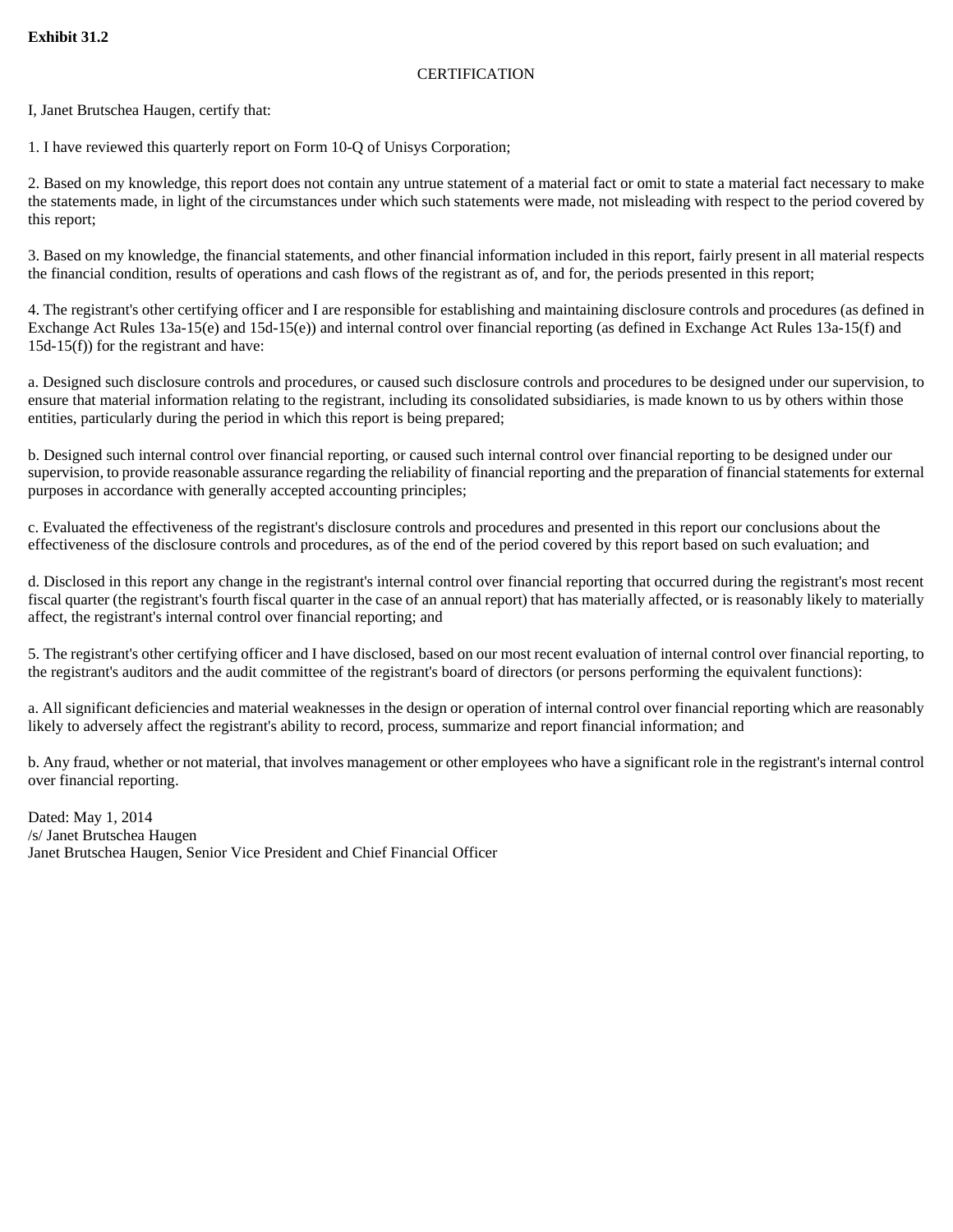**Exhibit 31.2**

CERTIFICATION

I, Janet Brutschea Haugen, certify that:

1. I have reviewed this quarterly report on Form 10-Q of Unisys Corporation;

2. Based on my knowledge, this report does not contain any untrue statement of a material fact or omit to state a material fact necessary to make the statements made, in light of the circumstances under which such statements were made, not misleading with respect to the period covered by this report;

3. Based on my knowledge, the financial statements, and other financial information included in this report, fairly present in all material respects the financial condition, results of operations and cash flows of the registrant as of, and for, the periods presented in this report;

4. The registrant's other certifying officer and I are responsible for establishing and maintaining disclosure controls and procedures (as defined in Exchange Act Rules 13a-15(e) and 15d-15(e)) and internal control over financial reporting (as defined in Exchange Act Rules 13a-15(f) and 15d-15(f)) for the registrant and have:

a. Designed such disclosure controls and procedures, or caused such disclosure controls and procedures to be designed under our supervision, to ensure that material information relating to the registrant, including its consolidated subsidiaries, is made known to us by others within those entities, particularly during the period in which this report is being prepared;

b. Designed such internal control over financial reporting, or caused such internal control over financial reporting to be designed under our supervision, to provide reasonable assurance regarding the reliability of financial reporting and the preparation of financial statements for external purposes in accordance with generally accepted accounting principles;

c. Evaluated the effectiveness of the registrant's disclosure controls and procedures and presented in this report our conclusions about the effectiveness of the disclosure controls and procedures, as of the end of the period covered by this report based on such evaluation; and

d. Disclosed in this report any change in the registrant's internal control over financial reporting that occurred during the registrant's most recent fiscal quarter (the registrant's fourth fiscal quarter in the case of an annual report) that has materially affected, or is reasonably likely to materially affect, the registrant's internal control over financial reporting; and

5. The registrant's other certifying officer and I have disclosed, based on our most recent evaluation of internal control over financial reporting, to the registrant's auditors and the audit committee of the registrant's board of directors (or persons performing the equivalent functions):

a. All significant deficiencies and material weaknesses in the design or operation of internal control over financial reporting which are reasonably likely to adversely affect the registrant's ability to record, process, summarize and report financial information; and

b. Any fraud, whether or not material, that involves management or other employees who have a significant role in the registrant's internal control over financial reporting.

Dated: May 1, 2014
/s/ Janet Brutschea Haugen
Janet Brutschea Haugen, Senior Vice President and Chief Financial Officer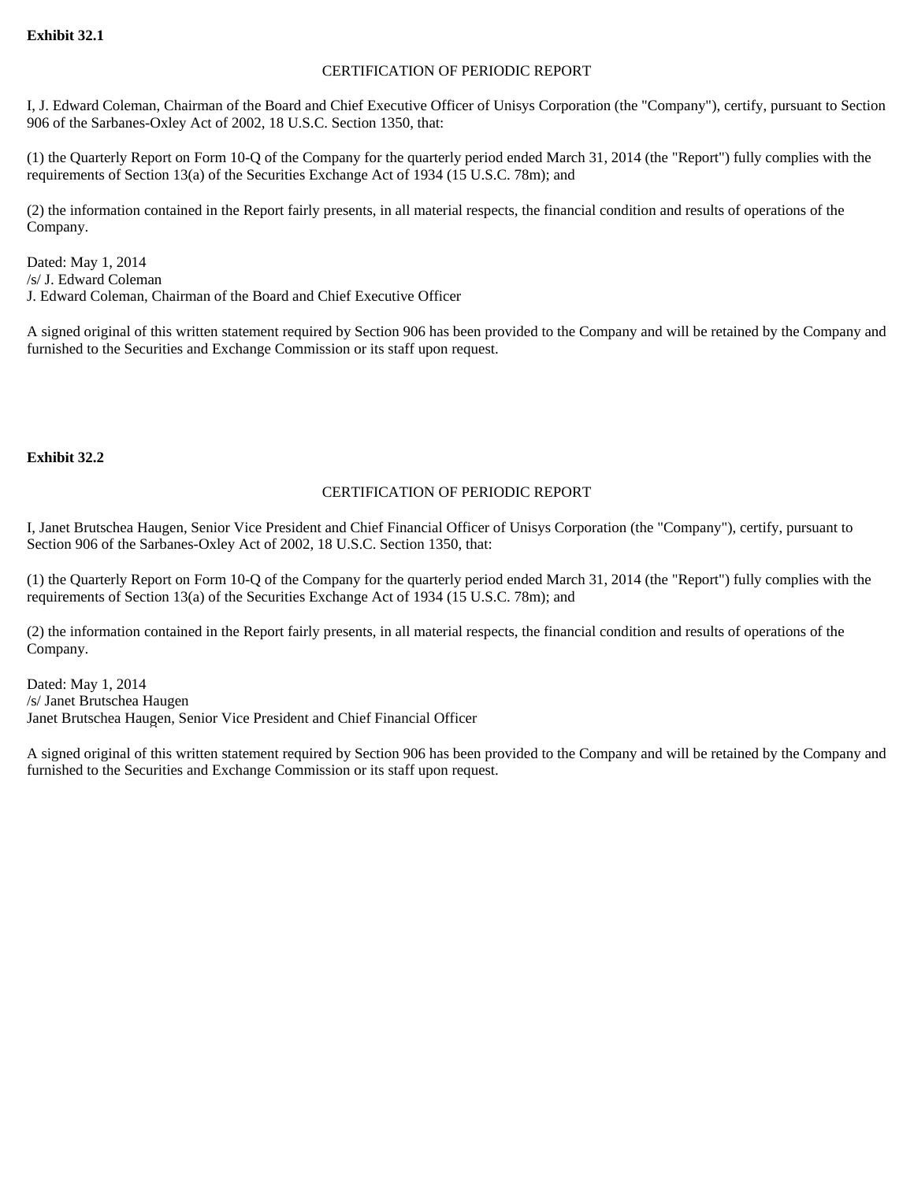**Exhibit 32.1**

CERTIFICATION OF PERIODIC REPORT

I, J. Edward Coleman, Chairman of the Board and Chief Executive Officer of Unisys Corporation (the "Company"), certify, pursuant to Section 906 of the Sarbanes-Oxley Act of 2002, 18 U.S.C. Section 1350, that:

(1) the Quarterly Report on Form 10-Q of the Company for the quarterly period ended March 31, 2014 (the "Report") fully complies with the requirements of Section 13(a) of the Securities Exchange Act of 1934 (15 U.S.C. 78m); and

(2) the information contained in the Report fairly presents, in all material respects, the financial condition and results of operations of the Company.

Dated: May 1, 2014
/s/ J. Edward Coleman
J. Edward Coleman, Chairman of the Board and Chief Executive Officer

A signed original of this written statement required by Section 906 has been provided to the Company and will be retained by the Company and furnished to the Securities and Exchange Commission or its staff upon request.

**Exhibit 32.2**

CERTIFICATION OF PERIODIC REPORT

I, Janet Brutschea Haugen, Senior Vice President and Chief Financial Officer of Unisys Corporation (the "Company"), certify, pursuant to Section 906 of the Sarbanes-Oxley Act of 2002, 18 U.S.C. Section 1350, that:

(1) the Quarterly Report on Form 10-Q of the Company for the quarterly period ended March 31, 2014 (the "Report") fully complies with the requirements of Section 13(a) of the Securities Exchange Act of 1934 (15 U.S.C. 78m); and

(2) the information contained in the Report fairly presents, in all material respects, the financial condition and results of operations of the Company.

Dated: May 1, 2014
/s/ Janet Brutschea Haugen
Janet Brutschea Haugen, Senior Vice President and Chief Financial Officer

A signed original of this written statement required by Section 906 has been provided to the Company and will be retained by the Company and furnished to the Securities and Exchange Commission or its staff upon request.